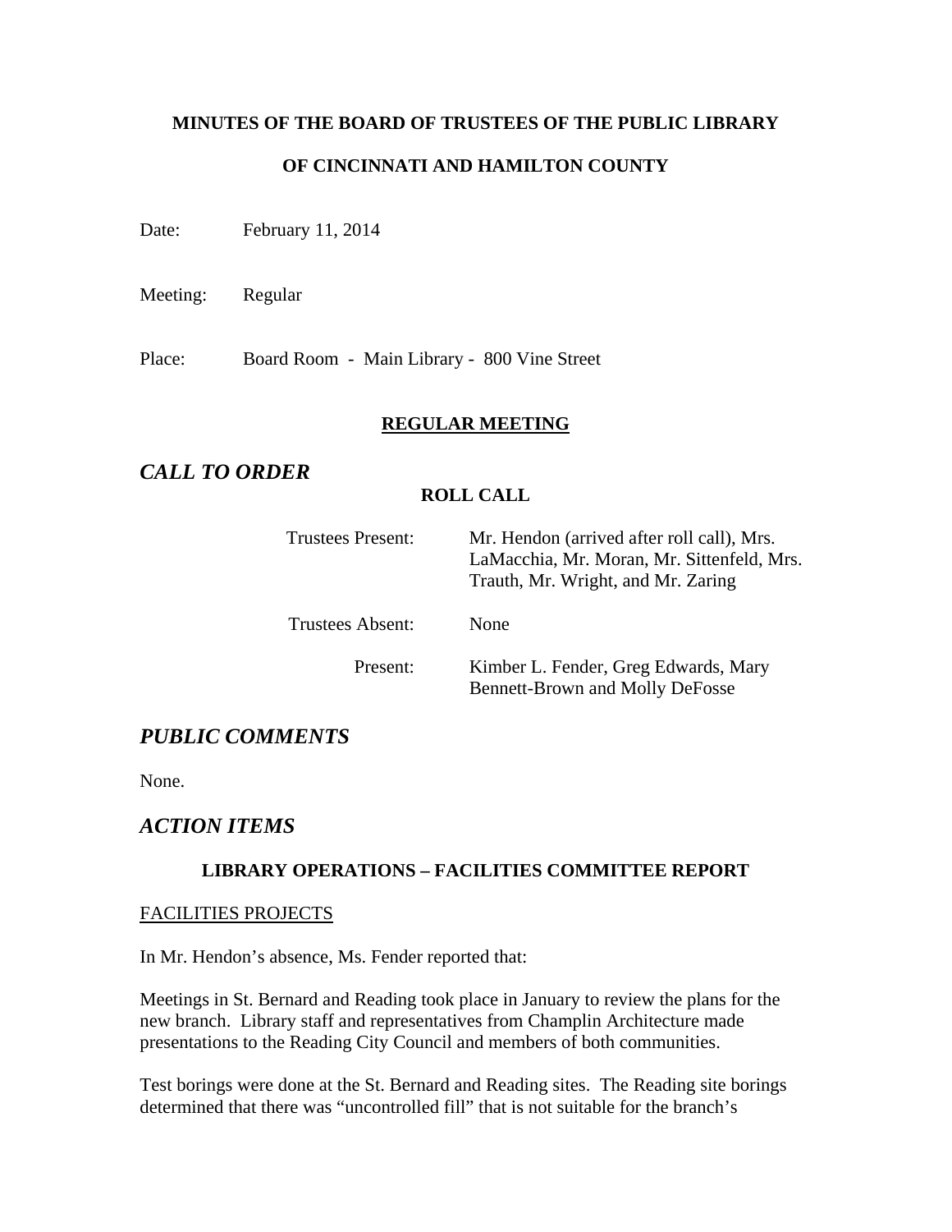**MINUTES OF THE BOARD OF TRUSTEES OF THE PUBLIC LIBRARY**

**OF CINCINNATI AND HAMILTON COUNTY**

Date: February 11, 2014

Meeting: Regular

Place: Board Room - Main Library - 800 Vine Street

**REGULAR MEETING**

## *CALL TO ORDER*

**ROLL CALL**

Trustees Present: Mr. Hendon (arrived after roll call), Mrs. LaMacchia, Mr. Moran, Mr. Sittenfeld, Mrs. Trauth, Mr. Wright, and Mr. Zaring

Trustees Absent: None

Present: Kimber L. Fender, Greg Edwards, Mary Bennett-Brown and Molly DeFosse

## *PUBLIC COMMENTS*

None.

## *ACTION ITEMS*

**LIBRARY OPERATIONS – FACILITIES COMMITTEE REPORT**

FACILITIES PROJECTS

In Mr. Hendon's absence, Ms. Fender reported that:

Meetings in St. Bernard and Reading took place in January to review the plans for the new branch. Library staff and representatives from Champlin Architecture made presentations to the Reading City Council and members of both communities.

Test borings were done at the St. Bernard and Reading sites. The Reading site borings determined that there was "uncontrolled fill" that is not suitable for the branch's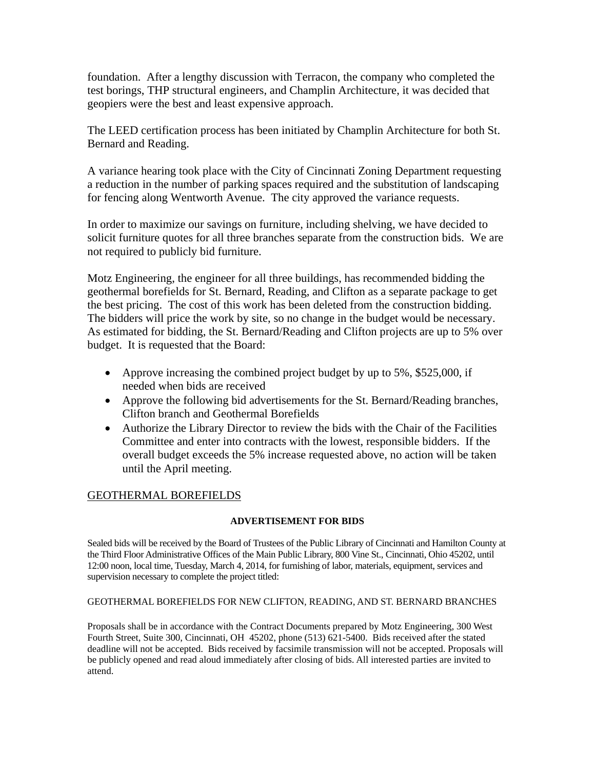foundation. After a lengthy discussion with Terracon, the company who completed the test borings, THP structural engineers, and Champlin Architecture, it was decided that geopiers were the best and least expensive approach.

The LEED certification process has been initiated by Champlin Architecture for both St. Bernard and Reading.

A variance hearing took place with the City of Cincinnati Zoning Department requesting a reduction in the number of parking spaces required and the substitution of landscaping for fencing along Wentworth Avenue. The city approved the variance requests.

In order to maximize our savings on furniture, including shelving, we have decided to solicit furniture quotes for all three branches separate from the construction bids. We are not required to publicly bid furniture.

Motz Engineering, the engineer for all three buildings, has recommended bidding the geothermal borefields for St. Bernard, Reading, and Clifton as a separate package to get the best pricing. The cost of this work has been deleted from the construction bidding. The bidders will price the work by site, so no change in the budget would be necessary. As estimated for bidding, the St. Bernard/Reading and Clifton projects are up to 5% over budget. It is requested that the Board:

- Approve increasing the combined project budget by up to 5%, $525,000, if needed when bids are received
- Approve the following bid advertisements for the St. Bernard/Reading branches, Clifton branch and Geothermal Borefields
- Authorize the Library Director to review the bids with the Chair of the Facilities Committee and enter into contracts with the lowest, responsible bidders. If the overall budget exceeds the 5% increase requested above, no action will be taken until the April meeting.

GEOTHERMAL BOREFIELDS

**ADVERTISEMENT FOR BIDS**

Sealed bids will be received by the Board of Trustees of the Public Library of Cincinnati and Hamilton County at the Third Floor Administrative Offices of the Main Public Library, 800 Vine St., Cincinnati, Ohio 45202, until 12:00 noon, local time, Tuesday, March 4, 2014, for furnishing of labor, materials, equipment, services and supervision necessary to complete the project titled:

GEOTHERMAL BOREFIELDS FOR NEW CLIFTON, READING, AND ST. BERNARD BRANCHES

Proposals shall be in accordance with the Contract Documents prepared by Motz Engineering, 300 West Fourth Street, Suite 300, Cincinnati, OH 45202, phone (513) 621-5400. Bids received after the stated deadline will not be accepted. Bids received by facsimile transmission will not be accepted. Proposals will be publicly opened and read aloud immediately after closing of bids. All interested parties are invited to attend.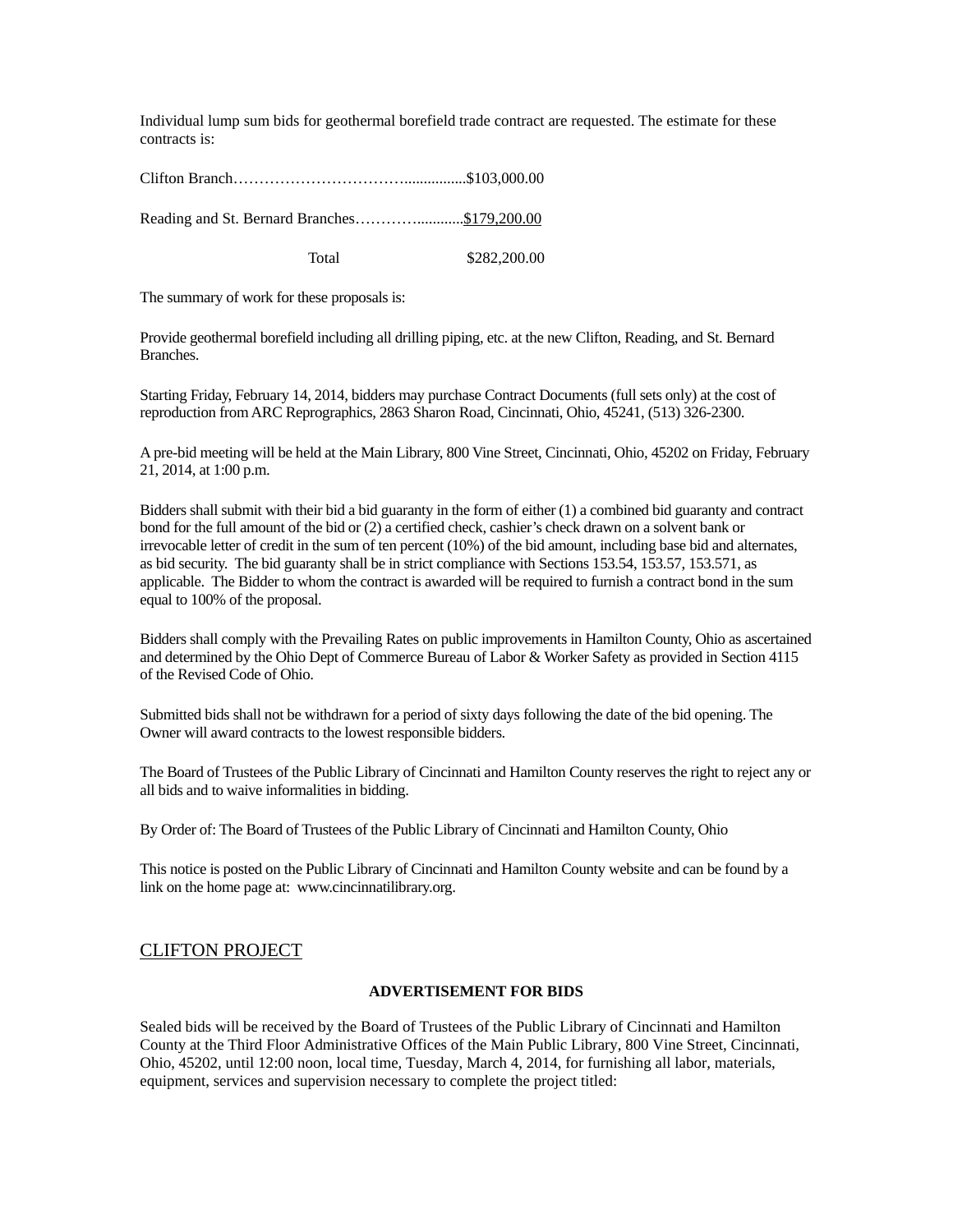Individual lump sum bids for geothermal borefield trade contract are requested. The estimate for these contracts is:

Clifton Branch……………………………...............$103,000.00

Reading and St. Bernard Branches…………...........$179,200.00

Total $282,200.00

The summary of work for these proposals is:

Provide geothermal borefield including all drilling piping, etc. at the new Clifton, Reading, and St. Bernard Branches.

Starting Friday, February 14, 2014, bidders may purchase Contract Documents (full sets only) at the cost of reproduction from ARC Reprographics, 2863 Sharon Road, Cincinnati, Ohio, 45241, (513) 326-2300.

A pre-bid meeting will be held at the Main Library, 800 Vine Street, Cincinnati, Ohio, 45202 on Friday, February 21, 2014, at 1:00 p.m.

Bidders shall submit with their bid a bid guaranty in the form of either (1) a combined bid guaranty and contract bond for the full amount of the bid or (2) a certified check, cashier's check drawn on a solvent bank or irrevocable letter of credit in the sum of ten percent (10%) of the bid amount, including base bid and alternates, as bid security. The bid guaranty shall be in strict compliance with Sections 153.54, 153.57, 153.571, as applicable. The Bidder to whom the contract is awarded will be required to furnish a contract bond in the sum equal to 100% of the proposal.

Bidders shall comply with the Prevailing Rates on public improvements in Hamilton County, Ohio as ascertained and determined by the Ohio Dept of Commerce Bureau of Labor & Worker Safety as provided in Section 4115 of the Revised Code of Ohio.

Submitted bids shall not be withdrawn for a period of sixty days following the date of the bid opening. The Owner will award contracts to the lowest responsible bidders.

The Board of Trustees of the Public Library of Cincinnati and Hamilton County reserves the right to reject any or all bids and to waive informalities in bidding.

By Order of: The Board of Trustees of the Public Library of Cincinnati and Hamilton County, Ohio

This notice is posted on the Public Library of Cincinnati and Hamilton County website and can be found by a link on the home page at: www.cincinnatilibrary.org.

## CLIFTON PROJECT

**ADVERTISEMENT FOR BIDS**

Sealed bids will be received by the Board of Trustees of the Public Library of Cincinnati and Hamilton County at the Third Floor Administrative Offices of the Main Public Library, 800 Vine Street, Cincinnati, Ohio, 45202, until 12:00 noon, local time, Tuesday, March 4, 2014, for furnishing all labor, materials, equipment, services and supervision necessary to complete the project titled: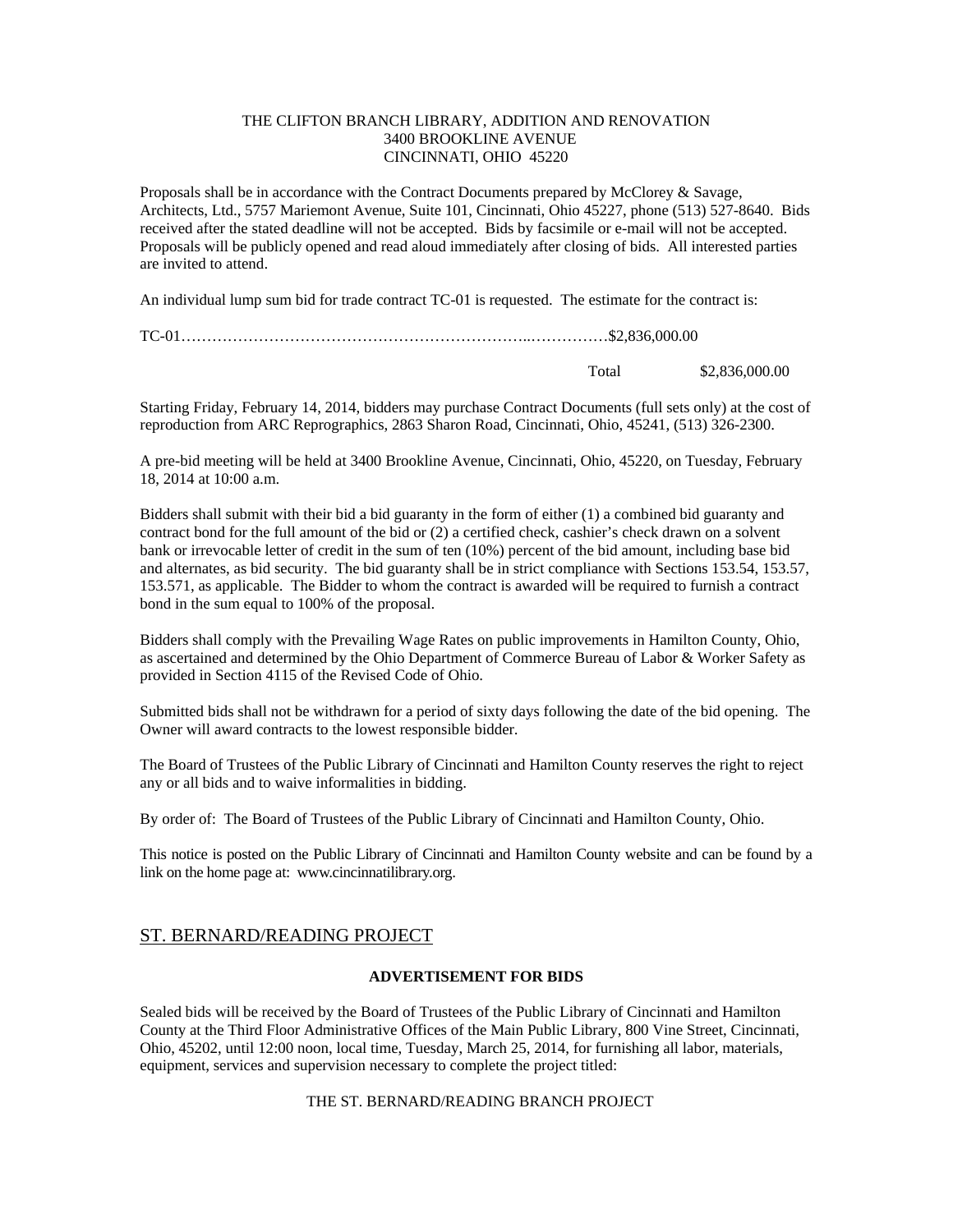THE CLIFTON BRANCH LIBRARY, ADDITION AND RENOVATION
3400 BROOKLINE AVENUE
CINCINNATI, OHIO 45220

Proposals shall be in accordance with the Contract Documents prepared by McClorey & Savage, Architects, Ltd., 5757 Mariemont Avenue, Suite 101, Cincinnati, Ohio 45227, phone (513) 527-8640. Bids received after the stated deadline will not be accepted. Bids by facsimile or e-mail will not be accepted. Proposals will be publicly opened and read aloud immediately after closing of bids. All interested parties are invited to attend.

An individual lump sum bid for trade contract TC-01 is requested. The estimate for the contract is:

TC-01…………………………………………………………..……………$2,836,000.00

Total $2,836,000.00

Starting Friday, February 14, 2014, bidders may purchase Contract Documents (full sets only) at the cost of reproduction from ARC Reprographics, 2863 Sharon Road, Cincinnati, Ohio, 45241, (513) 326-2300.

A pre-bid meeting will be held at 3400 Brookline Avenue, Cincinnati, Ohio, 45220, on Tuesday, February 18, 2014 at 10:00 a.m.

Bidders shall submit with their bid a bid guaranty in the form of either (1) a combined bid guaranty and contract bond for the full amount of the bid or (2) a certified check, cashier's check drawn on a solvent bank or irrevocable letter of credit in the sum of ten (10%) percent of the bid amount, including base bid and alternates, as bid security. The bid guaranty shall be in strict compliance with Sections 153.54, 153.57, 153.571, as applicable. The Bidder to whom the contract is awarded will be required to furnish a contract bond in the sum equal to 100% of the proposal.

Bidders shall comply with the Prevailing Wage Rates on public improvements in Hamilton County, Ohio, as ascertained and determined by the Ohio Department of Commerce Bureau of Labor & Worker Safety as provided in Section 4115 of the Revised Code of Ohio.

Submitted bids shall not be withdrawn for a period of sixty days following the date of the bid opening. The Owner will award contracts to the lowest responsible bidder.

The Board of Trustees of the Public Library of Cincinnati and Hamilton County reserves the right to reject any or all bids and to waive informalities in bidding.

By order of: The Board of Trustees of the Public Library of Cincinnati and Hamilton County, Ohio.

This notice is posted on the Public Library of Cincinnati and Hamilton County website and can be found by a link on the home page at: www.cincinnatilibrary.org.

## ST. BERNARD/READING PROJECT

**ADVERTISEMENT FOR BIDS**

Sealed bids will be received by the Board of Trustees of the Public Library of Cincinnati and Hamilton County at the Third Floor Administrative Offices of the Main Public Library, 800 Vine Street, Cincinnati, Ohio, 45202, until 12:00 noon, local time, Tuesday, March 25, 2014, for furnishing all labor, materials, equipment, services and supervision necessary to complete the project titled:

THE ST. BERNARD/READING BRANCH PROJECT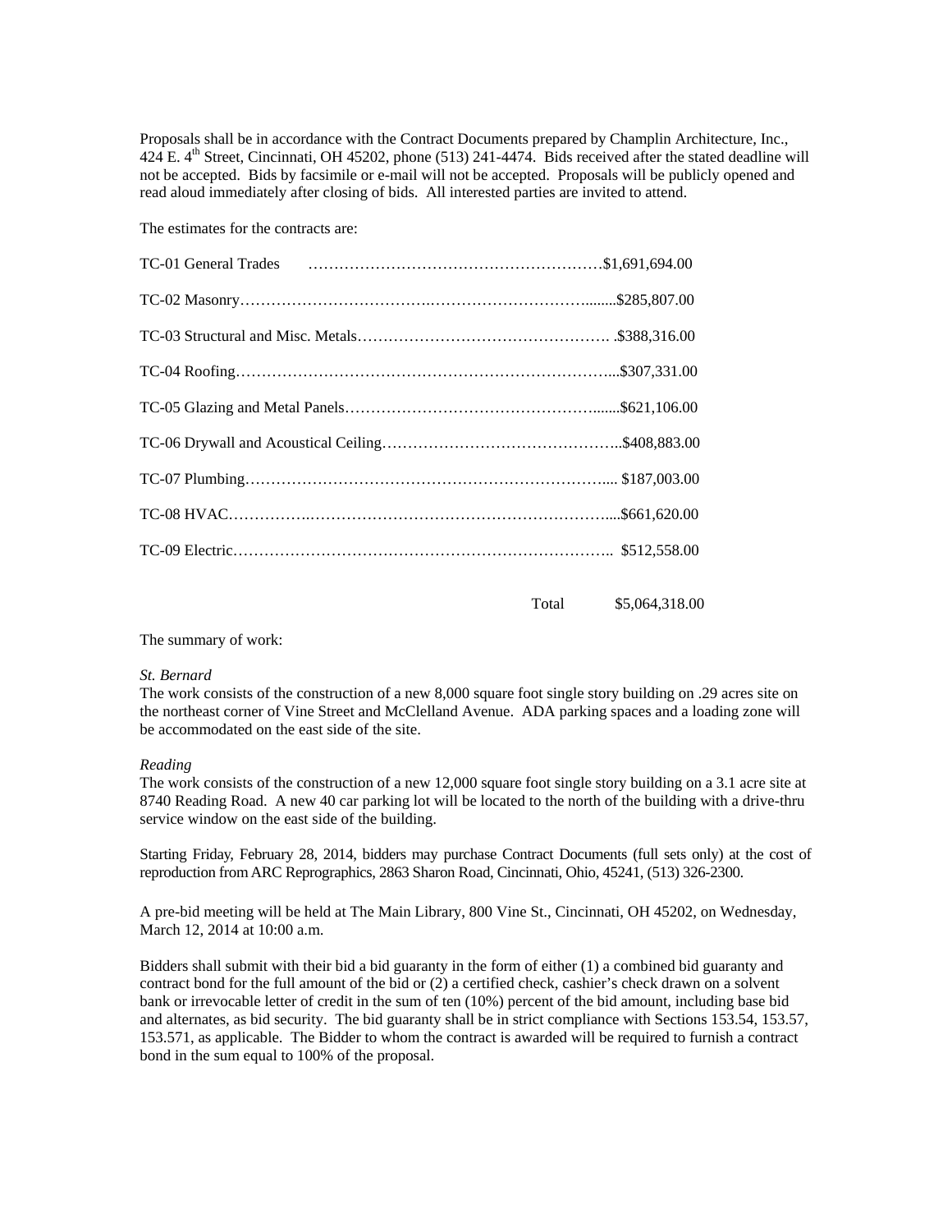Proposals shall be in accordance with the Contract Documents prepared by Champlin Architecture, Inc., 424 E. 4th Street, Cincinnati, OH 45202, phone (513) 241-4474. Bids received after the stated deadline will not be accepted. Bids by facsimile or e-mail will not be accepted. Proposals will be publicly opened and read aloud immediately after closing of bids. All interested parties are invited to attend.

The estimates for the contracts are:

| Contract | Estimate |
|---|---|
| TC-01 General Trades | $1,691,694.00 |
| TC-02 Masonry | $285,807.00 |
| TC-03 Structural and Misc. Metals | $388,316.00 |
| TC-04 Roofing | $307,331.00 |
| TC-05 Glazing and Metal Panels | $621,106.00 |
| TC-06 Drywall and Acoustical Ceiling | $408,883.00 |
| TC-07 Plumbing | $187,003.00 |
| TC-08 HVAC | $661,620.00 |
| TC-09 Electric | $512,558.00 |
| Total | $5,064,318.00 |

The summary of work:

*St. Bernard*
The work consists of the construction of a new 8,000 square foot single story building on .29 acres site on the northeast corner of Vine Street and McClelland Avenue. ADA parking spaces and a loading zone will be accommodated on the east side of the site.

*Reading*
The work consists of the construction of a new 12,000 square foot single story building on a 3.1 acre site at 8740 Reading Road. A new 40 car parking lot will be located to the north of the building with a drive-thru service window on the east side of the building.

Starting Friday, February 28, 2014, bidders may purchase Contract Documents (full sets only) at the cost of reproduction from ARC Reprographics, 2863 Sharon Road, Cincinnati, Ohio, 45241, (513) 326-2300.

A pre-bid meeting will be held at The Main Library, 800 Vine St., Cincinnati, OH 45202, on Wednesday, March 12, 2014 at 10:00 a.m.

Bidders shall submit with their bid a bid guaranty in the form of either (1) a combined bid guaranty and contract bond for the full amount of the bid or (2) a certified check, cashier's check drawn on a solvent bank or irrevocable letter of credit in the sum of ten (10%) percent of the bid amount, including base bid and alternates, as bid security. The bid guaranty shall be in strict compliance with Sections 153.54, 153.57, 153.571, as applicable. The Bidder to whom the contract is awarded will be required to furnish a contract bond in the sum equal to 100% of the proposal.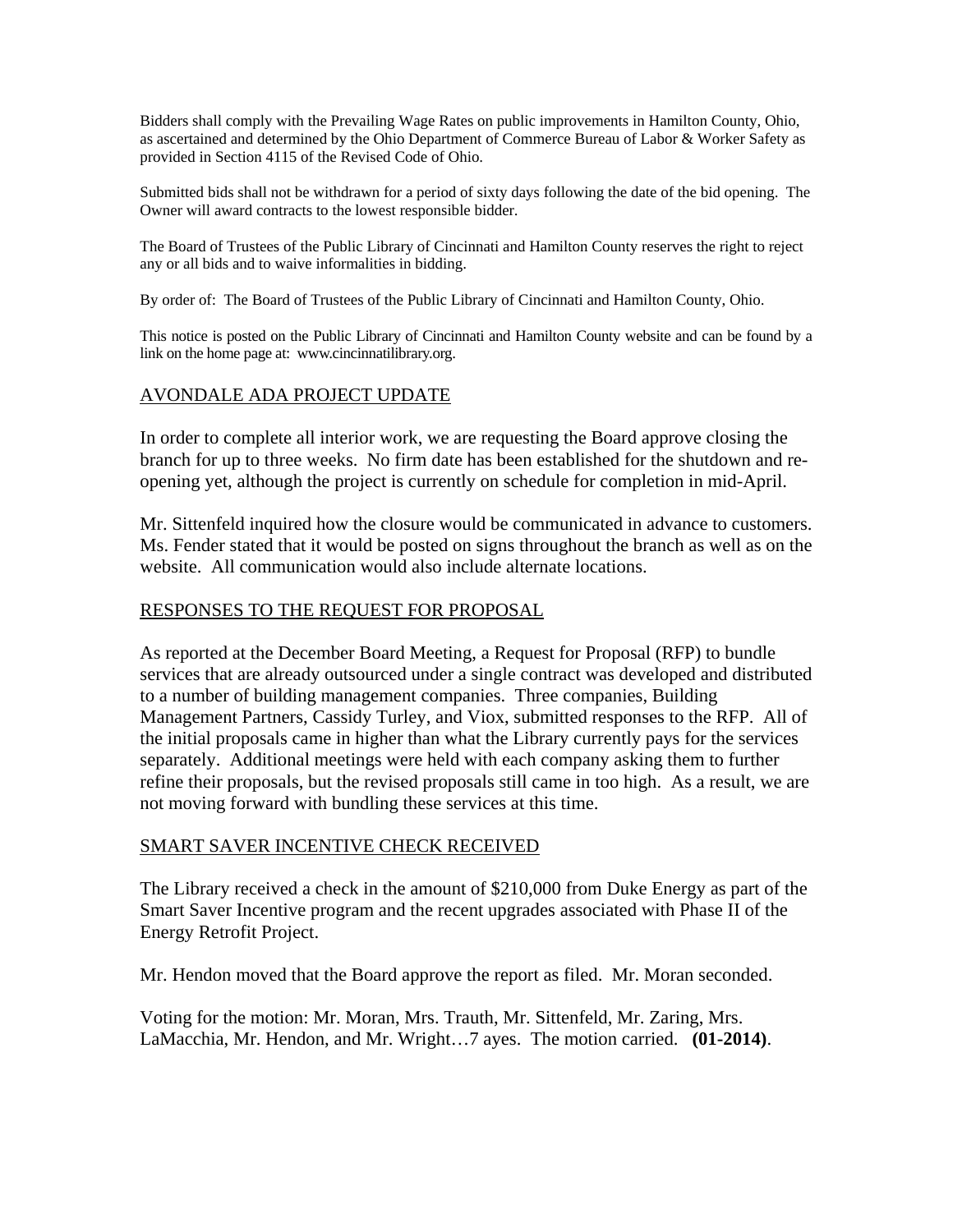Bidders shall comply with the Prevailing Wage Rates on public improvements in Hamilton County, Ohio, as ascertained and determined by the Ohio Department of Commerce Bureau of Labor & Worker Safety as provided in Section 4115 of the Revised Code of Ohio.

Submitted bids shall not be withdrawn for a period of sixty days following the date of the bid opening. The Owner will award contracts to the lowest responsible bidder.

The Board of Trustees of the Public Library of Cincinnati and Hamilton County reserves the right to reject any or all bids and to waive informalities in bidding.

By order of: The Board of Trustees of the Public Library of Cincinnati and Hamilton County, Ohio.

This notice is posted on the Public Library of Cincinnati and Hamilton County website and can be found by a link on the home page at: www.cincinnatilibrary.org.

## AVONDALE ADA PROJECT UPDATE

In order to complete all interior work, we are requesting the Board approve closing the branch for up to three weeks. No firm date has been established for the shutdown and re-opening yet, although the project is currently on schedule for completion in mid-April.

Mr. Sittenfeld inquired how the closure would be communicated in advance to customers. Ms. Fender stated that it would be posted on signs throughout the branch as well as on the website. All communication would also include alternate locations.

## RESPONSES TO THE REQUEST FOR PROPOSAL

As reported at the December Board Meeting, a Request for Proposal (RFP) to bundle services that are already outsourced under a single contract was developed and distributed to a number of building management companies. Three companies, Building Management Partners, Cassidy Turley, and Viox, submitted responses to the RFP. All of the initial proposals came in higher than what the Library currently pays for the services separately. Additional meetings were held with each company asking them to further refine their proposals, but the revised proposals still came in too high. As a result, we are not moving forward with bundling these services at this time.

## SMART SAVER INCENTIVE CHECK RECEIVED

The Library received a check in the amount of $210,000 from Duke Energy as part of the Smart Saver Incentive program and the recent upgrades associated with Phase II of the Energy Retrofit Project.

Mr. Hendon moved that the Board approve the report as filed. Mr. Moran seconded.

Voting for the motion: Mr. Moran, Mrs. Trauth, Mr. Sittenfeld, Mr. Zaring, Mrs. LaMacchia, Mr. Hendon, and Mr. Wright…7 ayes. The motion carried. **(01-2014)**.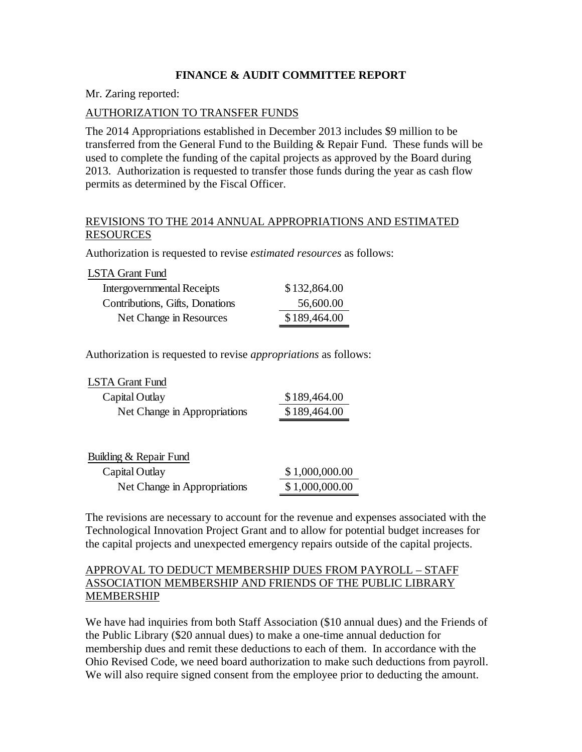## FINANCE & AUDIT COMMITTEE REPORT

Mr. Zaring reported:

AUTHORIZATION TO TRANSFER FUNDS

The 2014 Appropriations established in December 2013 includes $9 million to be transferred from the General Fund to the Building & Repair Fund. These funds will be used to complete the funding of the capital projects as approved by the Board during 2013. Authorization is requested to transfer those funds during the year as cash flow permits as determined by the Fiscal Officer.

REVISIONS TO THE 2014 ANNUAL APPROPRIATIONS AND ESTIMATED RESOURCES

Authorization is requested to revise *estimated resources* as follows:

| LSTA Grant Fund | |
|---|---|
| Intergovernmental Receipts | $132,864.00 |
| Contributions, Gifts, Donations | 56,600.00 |
| Net Change in Resources | $189,464.00 |

Authorization is requested to revise *appropriations* as follows:

| LSTA Grant Fund | |
|---|---|
| Capital Outlay | $189,464.00 |
| Net Change in Appropriations | $189,464.00 |

| Building & Repair Fund | |
|---|---|
| Capital Outlay | $1,000,000.00 |
| Net Change in Appropriations | $1,000,000.00 |

The revisions are necessary to account for the revenue and expenses associated with the Technological Innovation Project Grant and to allow for potential budget increases for the capital projects and unexpected emergency repairs outside of the capital projects.

APPROVAL TO DEDUCT MEMBERSHIP DUES FROM PAYROLL – STAFF ASSOCIATION MEMBERSHIP AND FRIENDS OF THE PUBLIC LIBRARY MEMBERSHIP

We have had inquiries from both Staff Association ($10 annual dues) and the Friends of the Public Library ($20 annual dues) to make a one-time annual deduction for membership dues and remit these deductions to each of them. In accordance with the Ohio Revised Code, we need board authorization to make such deductions from payroll. We will also require signed consent from the employee prior to deducting the amount.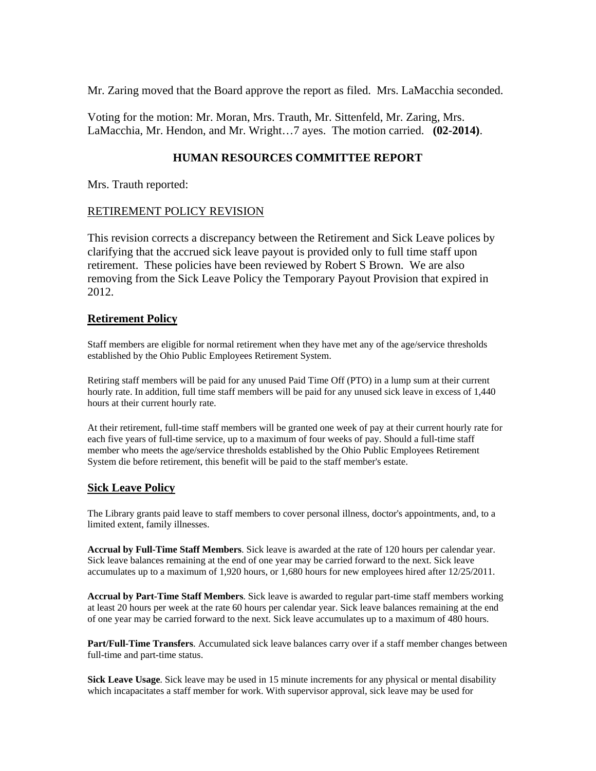Mr. Zaring moved that the Board approve the report as filed. Mrs. LaMacchia seconded.

Voting for the motion: Mr. Moran, Mrs. Trauth, Mr. Sittenfeld, Mr. Zaring, Mrs. LaMacchia, Mr. Hendon, and Mr. Wright…7 ayes. The motion carried. **(02-2014)**.

## HUMAN RESOURCES COMMITTEE REPORT

Mrs. Trauth reported:

RETIREMENT POLICY REVISION

This revision corrects a discrepancy between the Retirement and Sick Leave polices by clarifying that the accrued sick leave payout is provided only to full time staff upon retirement. These policies have been reviewed by Robert S Brown. We are also removing from the Sick Leave Policy the Temporary Payout Provision that expired in 2012.

### Retirement Policy

Staff members are eligible for normal retirement when they have met any of the age/service thresholds established by the Ohio Public Employees Retirement System.

Retiring staff members will be paid for any unused Paid Time Off (PTO) in a lump sum at their current hourly rate. In addition, full time staff members will be paid for any unused sick leave in excess of 1,440 hours at their current hourly rate.

At their retirement, full-time staff members will be granted one week of pay at their current hourly rate for each five years of full-time service, up to a maximum of four weeks of pay. Should a full-time staff member who meets the age/service thresholds established by the Ohio Public Employees Retirement System die before retirement, this benefit will be paid to the staff member's estate.

### Sick Leave Policy

The Library grants paid leave to staff members to cover personal illness, doctor's appointments, and, to a limited extent, family illnesses.

**Accrual by Full-Time Staff Members**. Sick leave is awarded at the rate of 120 hours per calendar year. Sick leave balances remaining at the end of one year may be carried forward to the next. Sick leave accumulates up to a maximum of 1,920 hours, or 1,680 hours for new employees hired after 12/25/2011.

**Accrual by Part-Time Staff Members**. Sick leave is awarded to regular part-time staff members working at least 20 hours per week at the rate 60 hours per calendar year. Sick leave balances remaining at the end of one year may be carried forward to the next. Sick leave accumulates up to a maximum of 480 hours.

**Part/Full-Time Transfers**. Accumulated sick leave balances carry over if a staff member changes between full-time and part-time status.

**Sick Leave Usage**. Sick leave may be used in 15 minute increments for any physical or mental disability which incapacitates a staff member for work. With supervisor approval, sick leave may be used for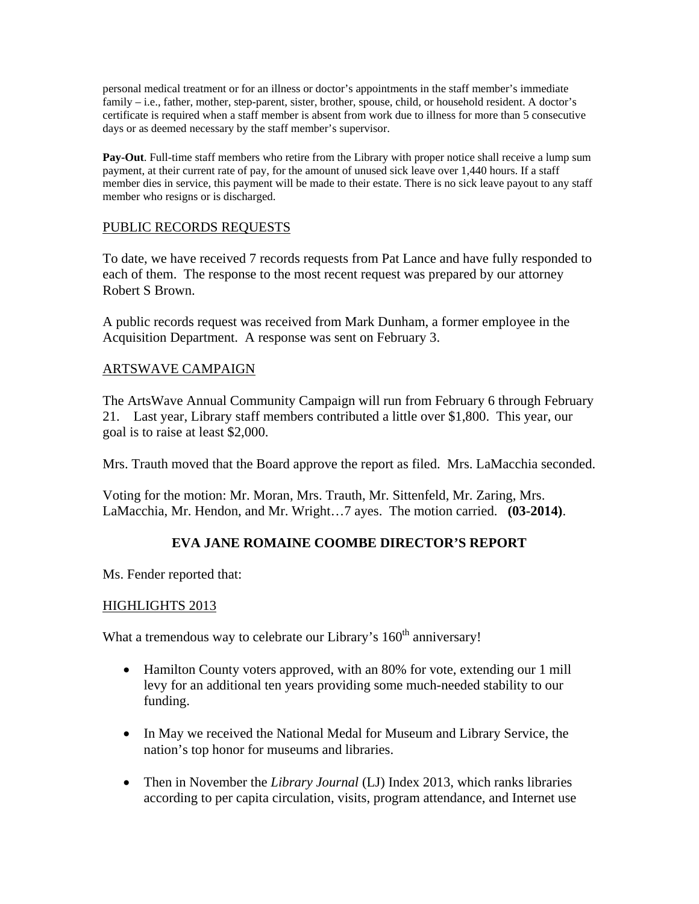personal medical treatment or for an illness or doctor's appointments in the staff member's immediate family – i.e., father, mother, step-parent, sister, brother, spouse, child, or household resident. A doctor's certificate is required when a staff member is absent from work due to illness for more than 5 consecutive days or as deemed necessary by the staff member's supervisor.

**Pay-Out**. Full-time staff members who retire from the Library with proper notice shall receive a lump sum payment, at their current rate of pay, for the amount of unused sick leave over 1,440 hours. If a staff member dies in service, this payment will be made to their estate. There is no sick leave payout to any staff member who resigns or is discharged.

## PUBLIC RECORDS REQUESTS

To date, we have received 7 records requests from Pat Lance and have fully responded to each of them. The response to the most recent request was prepared by our attorney Robert S Brown.

A public records request was received from Mark Dunham, a former employee in the Acquisition Department. A response was sent on February 3.

## ARTSWAVE CAMPAIGN

The ArtsWave Annual Community Campaign will run from February 6 through February 21. Last year, Library staff members contributed a little over $1,800. This year, our goal is to raise at least $2,000.

Mrs. Trauth moved that the Board approve the report as filed. Mrs. LaMacchia seconded.

Voting for the motion: Mr. Moran, Mrs. Trauth, Mr. Sittenfeld, Mr. Zaring, Mrs. LaMacchia, Mr. Hendon, and Mr. Wright…7 ayes. The motion carried. **(03-2014)**.

# EVA JANE ROMAINE COOMBE DIRECTOR'S REPORT

Ms. Fender reported that:

## HIGHLIGHTS 2013

What a tremendous way to celebrate our Library's 160th anniversary!

- Hamilton County voters approved, with an 80% for vote, extending our 1 mill levy for an additional ten years providing some much-needed stability to our funding.
- In May we received the National Medal for Museum and Library Service, the nation's top honor for museums and libraries.
- Then in November the *Library Journal* (LJ) Index 2013, which ranks libraries according to per capita circulation, visits, program attendance, and Internet use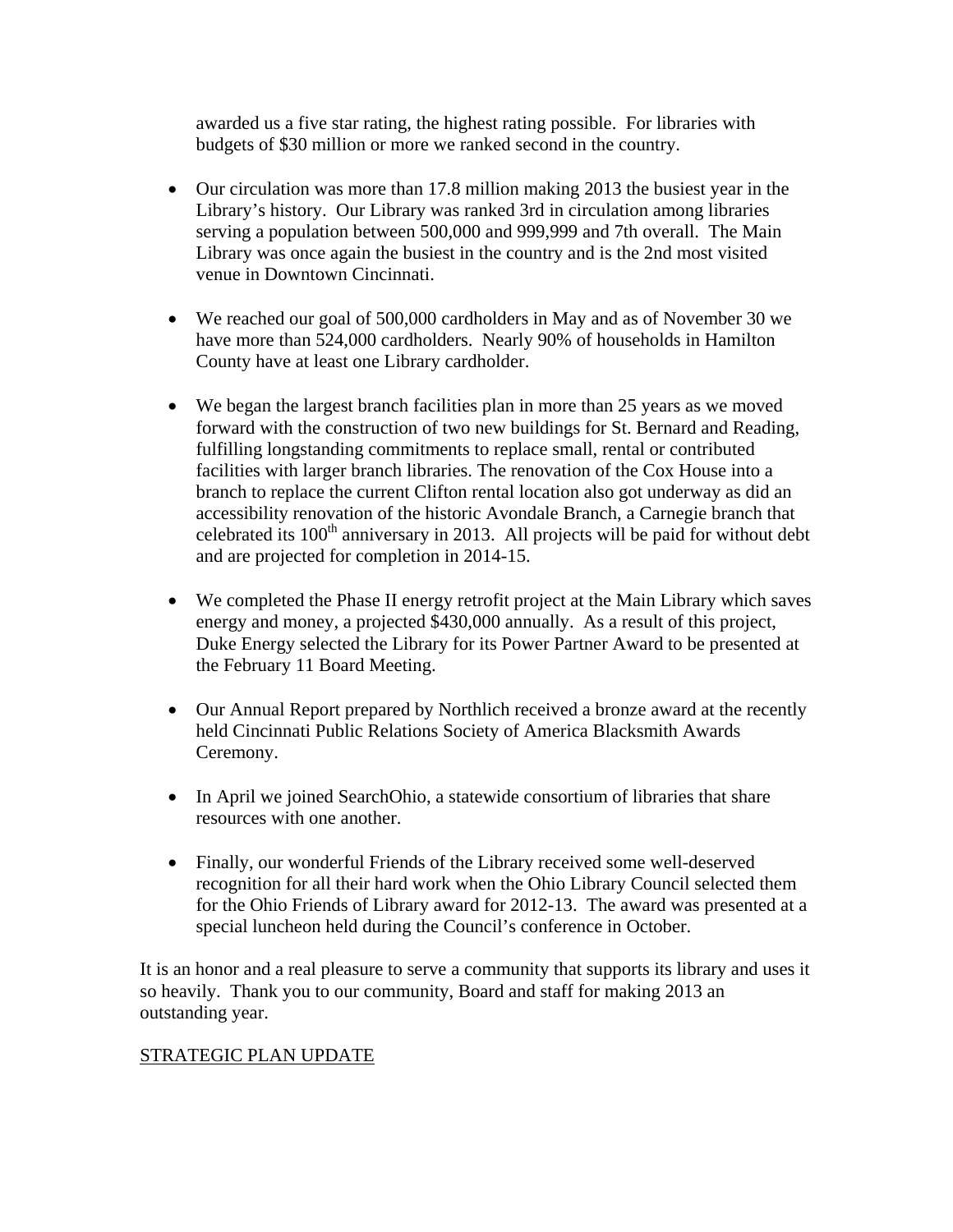awarded us a five star rating, the highest rating possible. For libraries with budgets of $30 million or more we ranked second in the country.

- Our circulation was more than 17.8 million making 2013 the busiest year in the Library's history. Our Library was ranked 3rd in circulation among libraries serving a population between 500,000 and 999,999 and 7th overall. The Main Library was once again the busiest in the country and is the 2nd most visited venue in Downtown Cincinnati.

- We reached our goal of 500,000 cardholders in May and as of November 30 we have more than 524,000 cardholders. Nearly 90% of households in Hamilton County have at least one Library cardholder.

- We began the largest branch facilities plan in more than 25 years as we moved forward with the construction of two new buildings for St. Bernard and Reading, fulfilling longstanding commitments to replace small, rental or contributed facilities with larger branch libraries. The renovation of the Cox House into a branch to replace the current Clifton rental location also got underway as did an accessibility renovation of the historic Avondale Branch, a Carnegie branch that celebrated its 100th anniversary in 2013. All projects will be paid for without debt and are projected for completion in 2014-15.

- We completed the Phase II energy retrofit project at the Main Library which saves energy and money, a projected $430,000 annually. As a result of this project, Duke Energy selected the Library for its Power Partner Award to be presented at the February 11 Board Meeting.

- Our Annual Report prepared by Northlich received a bronze award at the recently held Cincinnati Public Relations Society of America Blacksmith Awards Ceremony.

- In April we joined SearchOhio, a statewide consortium of libraries that share resources with one another.

- Finally, our wonderful Friends of the Library received some well-deserved recognition for all their hard work when the Ohio Library Council selected them for the Ohio Friends of Library award for 2012-13. The award was presented at a special luncheon held during the Council's conference in October.

It is an honor and a real pleasure to serve a community that supports its library and uses it so heavily. Thank you to our community, Board and staff for making 2013 an outstanding year.

STRATEGIC PLAN UPDATE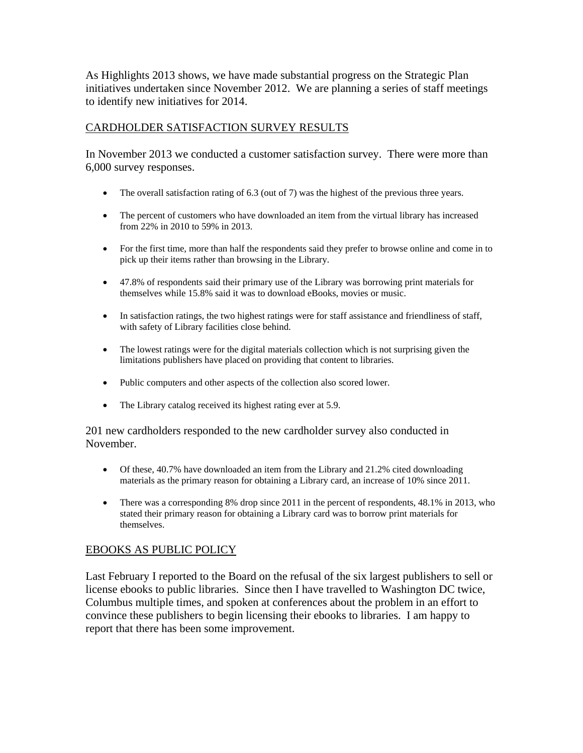As Highlights 2013 shows, we have made substantial progress on the Strategic Plan initiatives undertaken since November 2012. We are planning a series of staff meetings to identify new initiatives for 2014.

## CARDHOLDER SATISFACTION SURVEY RESULTS

In November 2013 we conducted a customer satisfaction survey. There were more than 6,000 survey responses.

- The overall satisfaction rating of 6.3 (out of 7) was the highest of the previous three years.
- The percent of customers who have downloaded an item from the virtual library has increased from 22% in 2010 to 59% in 2013.
- For the first time, more than half the respondents said they prefer to browse online and come in to pick up their items rather than browsing in the Library.
- 47.8% of respondents said their primary use of the Library was borrowing print materials for themselves while 15.8% said it was to download eBooks, movies or music.
- In satisfaction ratings, the two highest ratings were for staff assistance and friendliness of staff, with safety of Library facilities close behind.
- The lowest ratings were for the digital materials collection which is not surprising given the limitations publishers have placed on providing that content to libraries.
- Public computers and other aspects of the collection also scored lower.
- The Library catalog received its highest rating ever at 5.9.

201 new cardholders responded to the new cardholder survey also conducted in November.

- Of these, 40.7% have downloaded an item from the Library and 21.2% cited downloading materials as the primary reason for obtaining a Library card, an increase of 10% since 2011.
- There was a corresponding 8% drop since 2011 in the percent of respondents, 48.1% in 2013, who stated their primary reason for obtaining a Library card was to borrow print materials for themselves.

## EBOOKS AS PUBLIC POLICY

Last February I reported to the Board on the refusal of the six largest publishers to sell or license ebooks to public libraries. Since then I have travelled to Washington DC twice, Columbus multiple times, and spoken at conferences about the problem in an effort to convince these publishers to begin licensing their ebooks to libraries. I am happy to report that there has been some improvement.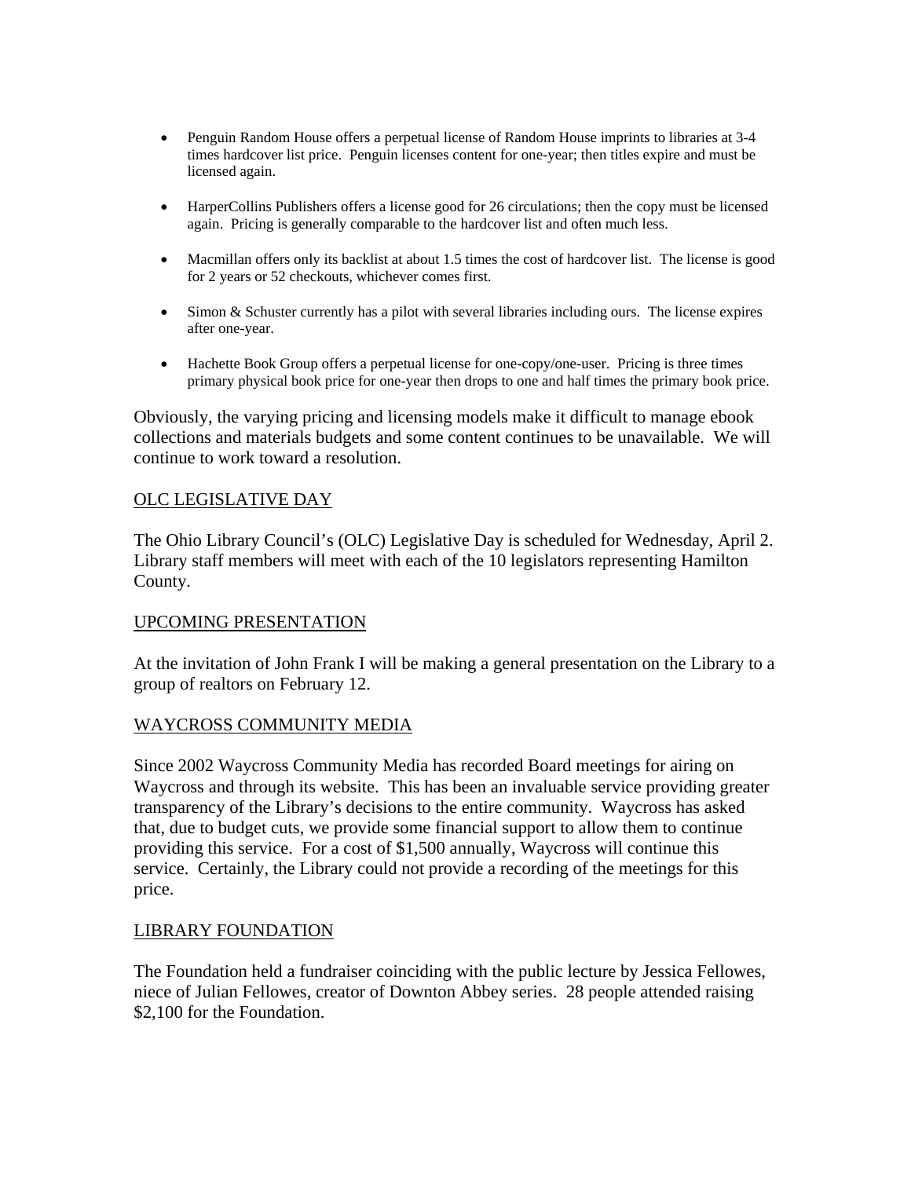- Penguin Random House offers a perpetual license of Random House imprints to libraries at 3-4 times hardcover list price. Penguin licenses content for one-year; then titles expire and must be licensed again.

- HarperCollins Publishers offers a license good for 26 circulations; then the copy must be licensed again. Pricing is generally comparable to the hardcover list and often much less.

- Macmillan offers only its backlist at about 1.5 times the cost of hardcover list. The license is good for 2 years or 52 checkouts, whichever comes first.

- Simon & Schuster currently has a pilot with several libraries including ours. The license expires after one-year.

- Hachette Book Group offers a perpetual license for one-copy/one-user. Pricing is three times primary physical book price for one-year then drops to one and half times the primary book price.

Obviously, the varying pricing and licensing models make it difficult to manage ebook collections and materials budgets and some content continues to be unavailable. We will continue to work toward a resolution.

## OLC LEGISLATIVE DAY

The Ohio Library Council's (OLC) Legislative Day is scheduled for Wednesday, April 2. Library staff members will meet with each of the 10 legislators representing Hamilton County.

## UPCOMING PRESENTATION

At the invitation of John Frank I will be making a general presentation on the Library to a group of realtors on February 12.

## WAYCROSS COMMUNITY MEDIA

Since 2002 Waycross Community Media has recorded Board meetings for airing on Waycross and through its website. This has been an invaluable service providing greater transparency of the Library's decisions to the entire community. Waycross has asked that, due to budget cuts, we provide some financial support to allow them to continue providing this service. For a cost of $1,500 annually, Waycross will continue this service. Certainly, the Library could not provide a recording of the meetings for this price.

## LIBRARY FOUNDATION

The Foundation held a fundraiser coinciding with the public lecture by Jessica Fellowes, niece of Julian Fellowes, creator of Downton Abbey series. 28 people attended raising $2,100 for the Foundation.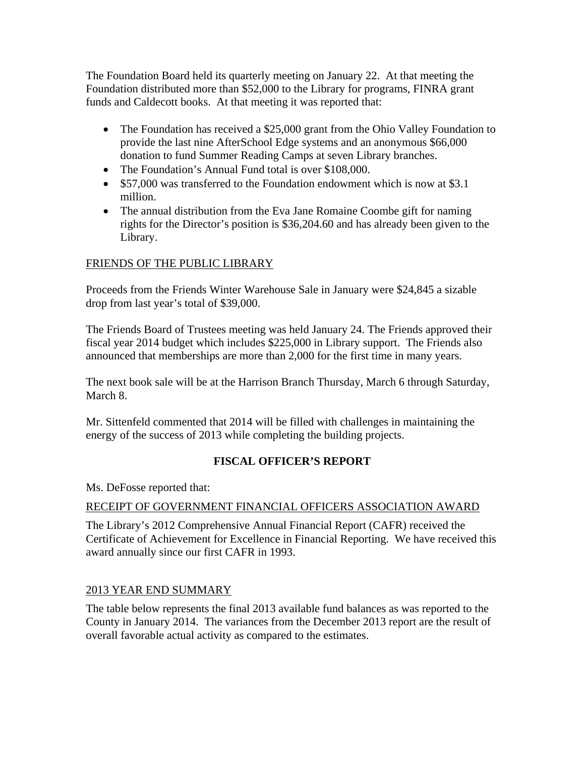The Foundation Board held its quarterly meeting on January 22. At that meeting the Foundation distributed more than $52,000 to the Library for programs, FINRA grant funds and Caldecott books. At that meeting it was reported that:

- The Foundation has received a $25,000 grant from the Ohio Valley Foundation to provide the last nine AfterSchool Edge systems and an anonymous $66,000 donation to fund Summer Reading Camps at seven Library branches.
- The Foundation's Annual Fund total is over $108,000.
- $57,000 was transferred to the Foundation endowment which is now at $3.1 million.
- The annual distribution from the Eva Jane Romaine Coombe gift for naming rights for the Director's position is $36,204.60 and has already been given to the Library.

FRIENDS OF THE PUBLIC LIBRARY

Proceeds from the Friends Winter Warehouse Sale in January were $24,845 a sizable drop from last year's total of $39,000.

The Friends Board of Trustees meeting was held January 24. The Friends approved their fiscal year 2014 budget which includes $225,000 in Library support. The Friends also announced that memberships are more than 2,000 for the first time in many years.

The next book sale will be at the Harrison Branch Thursday, March 6 through Saturday, March 8.

Mr. Sittenfeld commented that 2014 will be filled with challenges in maintaining the energy of the success of 2013 while completing the building projects.

## FISCAL OFFICER'S REPORT

Ms. DeFosse reported that:

RECEIPT OF GOVERNMENT FINANCIAL OFFICERS ASSOCIATION AWARD

The Library's 2012 Comprehensive Annual Financial Report (CAFR) received the Certificate of Achievement for Excellence in Financial Reporting. We have received this award annually since our first CAFR in 1993.

2013 YEAR END SUMMARY

The table below represents the final 2013 available fund balances as was reported to the County in January 2014. The variances from the December 2013 report are the result of overall favorable actual activity as compared to the estimates.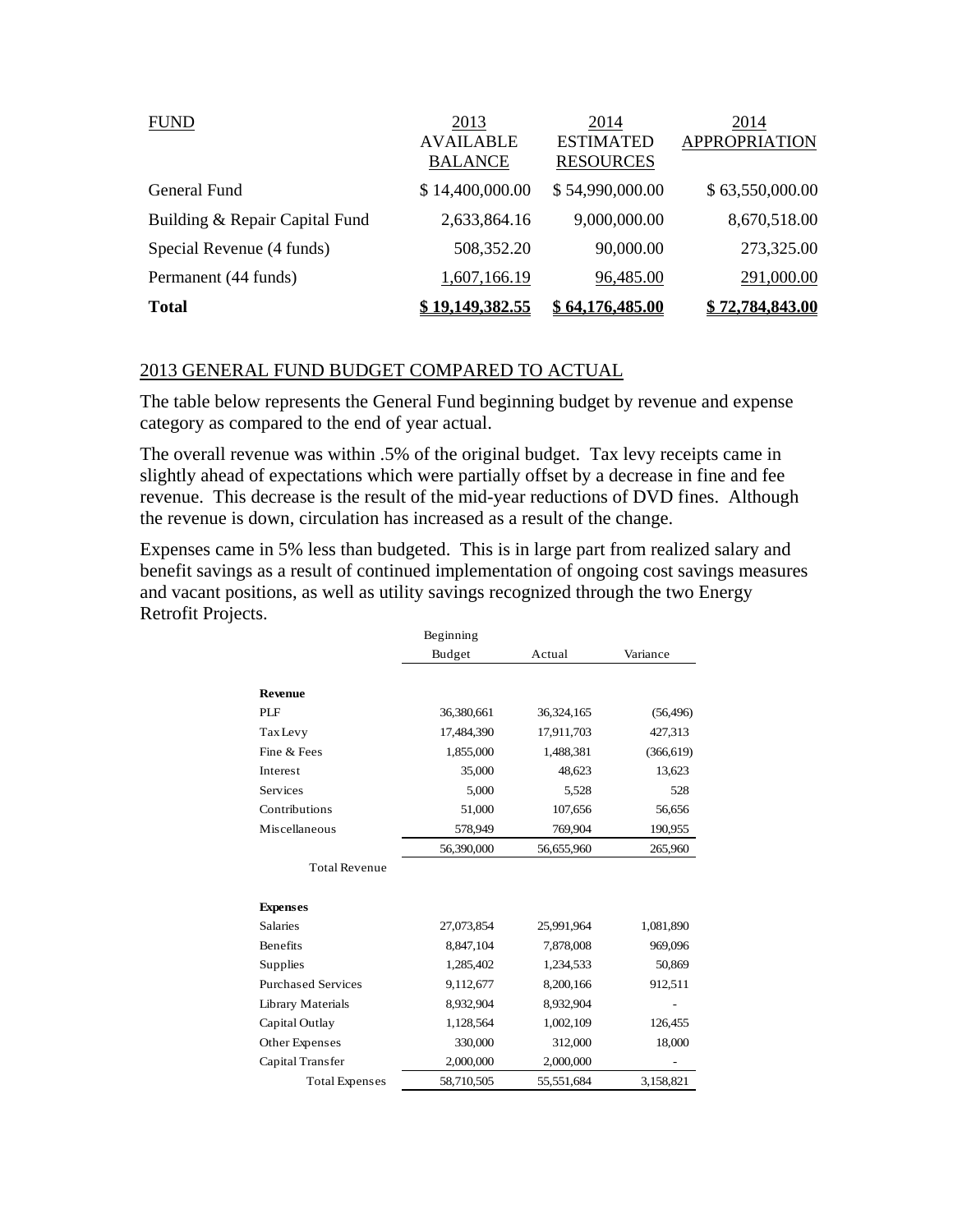| FUND | 2013 AVAILABLE BALANCE | 2014 ESTIMATED RESOURCES | 2014 APPROPRIATION |
|---|---|---|---|
| General Fund | $ 14,400,000.00 | $ 54,990,000.00 | $ 63,550,000.00 |
| Building & Repair Capital Fund | 2,633,864.16 | 9,000,000.00 | 8,670,518.00 |
| Special Revenue (4 funds) | 508,352.20 | 90,000.00 | 273,325.00 |
| Permanent (44 funds) | 1,607,166.19 | 96,485.00 | 291,000.00 |
| **Total** | **$ 19,149,382.55** | **$ 64,176,485.00** | **$ 72,784,843.00** |

## 2013 GENERAL FUND BUDGET COMPARED TO ACTUAL

The table below represents the General Fund beginning budget by revenue and expense category as compared to the end of year actual.

The overall revenue was within .5% of the original budget. Tax levy receipts came in slightly ahead of expectations which were partially offset by a decrease in fine and fee revenue. This decrease is the result of the mid-year reductions of DVD fines. Although the revenue is down, circulation has increased as a result of the change.

Expenses came in 5% less than budgeted. This is in large part from realized salary and benefit savings as a result of continued implementation of ongoing cost savings measures and vacant positions, as well as utility savings recognized through the two Energy Retrofit Projects.

| | Beginning Budget | Actual | Variance |
|---|---|---|---|
| **Revenue** | | | |
| PLF | 36,380,661 | 36,324,165 | (56,496) |
| Tax Levy | 17,484,390 | 17,911,703 | 427,313 |
| Fine & Fees | 1,855,000 | 1,488,381 | (366,619) |
| Interest | 35,000 | 48,623 | 13,623 |
| Services | 5,000 | 5,528 | 528 |
| Contributions | 51,000 | 107,656 | 56,656 |
| Miscellaneous | 578,949 | 769,904 | 190,955 |
| Total Revenue | 56,390,000 | 56,655,960 | 265,960 |
| **Expenses** | | | |
| Salaries | 27,073,854 | 25,991,964 | 1,081,890 |
| Benefits | 8,847,104 | 7,878,008 | 969,096 |
| Supplies | 1,285,402 | 1,234,533 | 50,869 |
| Purchased Services | 9,112,677 | 8,200,166 | 912,511 |
| Library Materials | 8,932,904 | 8,932,904 | - |
| Capital Outlay | 1,128,564 | 1,002,109 | 126,455 |
| Other Expenses | 330,000 | 312,000 | 18,000 |
| Capital Transfer | 2,000,000 | 2,000,000 | - |
| Total Expenses | 58,710,505 | 55,551,684 | 3,158,821 |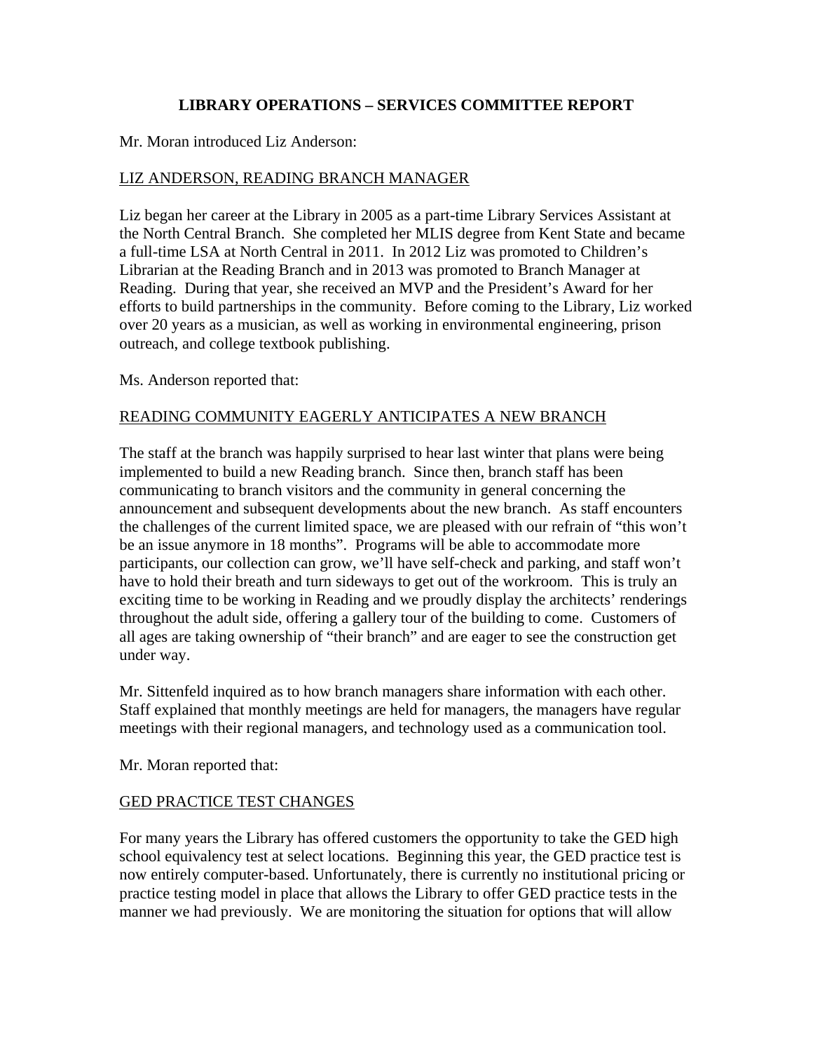## LIBRARY OPERATIONS – SERVICES COMMITTEE REPORT

Mr. Moran introduced Liz Anderson:

### LIZ ANDERSON, READING BRANCH MANAGER

Liz began her career at the Library in 2005 as a part-time Library Services Assistant at the North Central Branch. She completed her MLIS degree from Kent State and became a full-time LSA at North Central in 2011. In 2012 Liz was promoted to Children's Librarian at the Reading Branch and in 2013 was promoted to Branch Manager at Reading. During that year, she received an MVP and the President's Award for her efforts to build partnerships in the community. Before coming to the Library, Liz worked over 20 years as a musician, as well as working in environmental engineering, prison outreach, and college textbook publishing.

Ms. Anderson reported that:

### READING COMMUNITY EAGERLY ANTICIPATES A NEW BRANCH

The staff at the branch was happily surprised to hear last winter that plans were being implemented to build a new Reading branch. Since then, branch staff has been communicating to branch visitors and the community in general concerning the announcement and subsequent developments about the new branch. As staff encounters the challenges of the current limited space, we are pleased with our refrain of "this won't be an issue anymore in 18 months". Programs will be able to accommodate more participants, our collection can grow, we'll have self-check and parking, and staff won't have to hold their breath and turn sideways to get out of the workroom. This is truly an exciting time to be working in Reading and we proudly display the architects' renderings throughout the adult side, offering a gallery tour of the building to come. Customers of all ages are taking ownership of "their branch" and are eager to see the construction get under way.

Mr. Sittenfeld inquired as to how branch managers share information with each other. Staff explained that monthly meetings are held for managers, the managers have regular meetings with their regional managers, and technology used as a communication tool.

Mr. Moran reported that:

### GED PRACTICE TEST CHANGES

For many years the Library has offered customers the opportunity to take the GED high school equivalency test at select locations. Beginning this year, the GED practice test is now entirely computer-based. Unfortunately, there is currently no institutional pricing or practice testing model in place that allows the Library to offer GED practice tests in the manner we had previously. We are monitoring the situation for options that will allow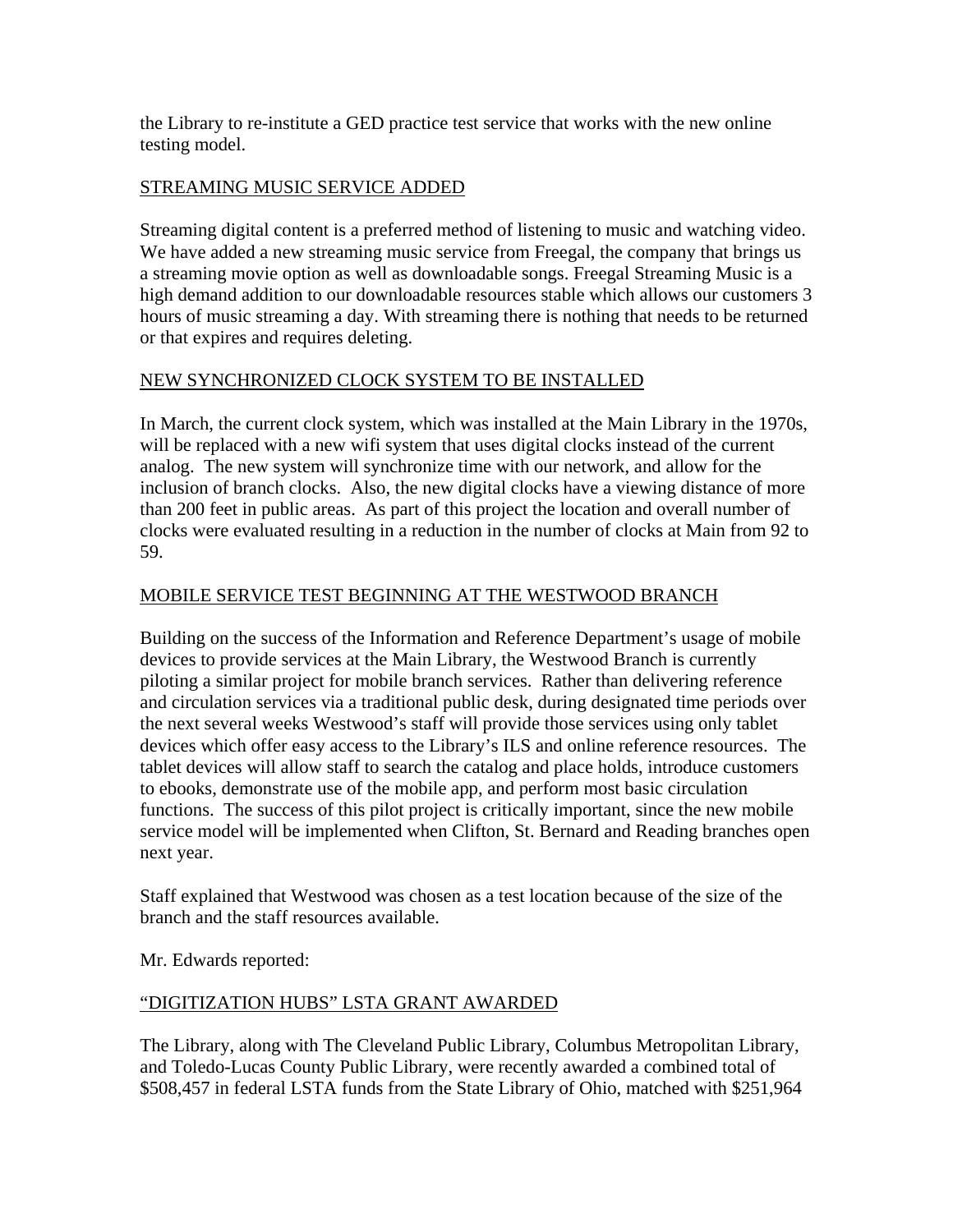the Library to re-institute a GED practice test service that works with the new online testing model.

STREAMING MUSIC SERVICE ADDED

Streaming digital content is a preferred method of listening to music and watching video. We have added a new streaming music service from Freegal, the company that brings us a streaming movie option as well as downloadable songs. Freegal Streaming Music is a high demand addition to our downloadable resources stable which allows our customers 3 hours of music streaming a day. With streaming there is nothing that needs to be returned or that expires and requires deleting.

NEW SYNCHRONIZED CLOCK SYSTEM TO BE INSTALLED

In March, the current clock system, which was installed at the Main Library in the 1970s, will be replaced with a new wifi system that uses digital clocks instead of the current analog. The new system will synchronize time with our network, and allow for the inclusion of branch clocks. Also, the new digital clocks have a viewing distance of more than 200 feet in public areas. As part of this project the location and overall number of clocks were evaluated resulting in a reduction in the number of clocks at Main from 92 to 59.

MOBILE SERVICE TEST BEGINNING AT THE WESTWOOD BRANCH

Building on the success of the Information and Reference Department's usage of mobile devices to provide services at the Main Library, the Westwood Branch is currently piloting a similar project for mobile branch services. Rather than delivering reference and circulation services via a traditional public desk, during designated time periods over the next several weeks Westwood's staff will provide those services using only tablet devices which offer easy access to the Library's ILS and online reference resources. The tablet devices will allow staff to search the catalog and place holds, introduce customers to ebooks, demonstrate use of the mobile app, and perform most basic circulation functions. The success of this pilot project is critically important, since the new mobile service model will be implemented when Clifton, St. Bernard and Reading branches open next year.

Staff explained that Westwood was chosen as a test location because of the size of the branch and the staff resources available.

Mr. Edwards reported:

"DIGITIZATION HUBS" LSTA GRANT AWARDED

The Library, along with The Cleveland Public Library, Columbus Metropolitan Library, and Toledo-Lucas County Public Library, were recently awarded a combined total of $508,457 in federal LSTA funds from the State Library of Ohio, matched with $251,964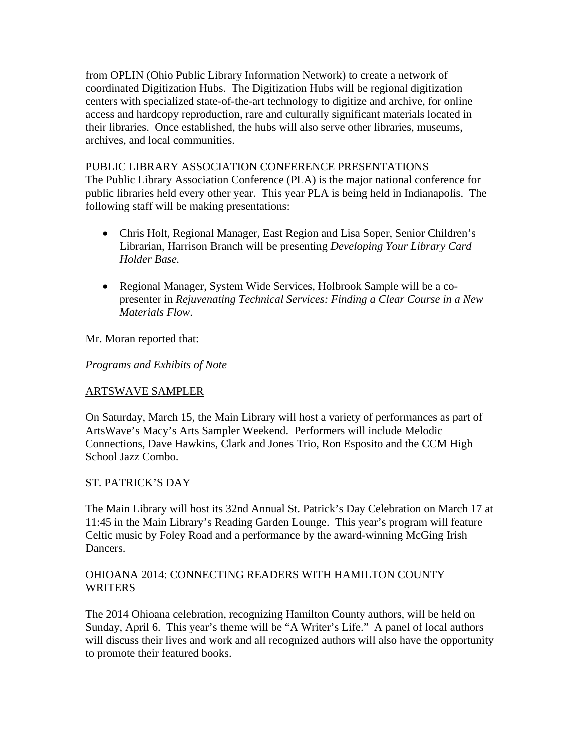from OPLIN (Ohio Public Library Information Network) to create a network of coordinated Digitization Hubs. The Digitization Hubs will be regional digitization centers with specialized state-of-the-art technology to digitize and archive, for online access and hardcopy reproduction, rare and culturally significant materials located in their libraries. Once established, the hubs will also serve other libraries, museums, archives, and local communities.

<u>PUBLIC LIBRARY ASSOCIATION CONFERENCE PRESENTATIONS</u>

The Public Library Association Conference (PLA) is the major national conference for public libraries held every other year. This year PLA is being held in Indianapolis. The following staff will be making presentations:

- Chris Holt, Regional Manager, East Region and Lisa Soper, Senior Children's Librarian, Harrison Branch will be presenting *Developing Your Library Card Holder Base.*

- Regional Manager, System Wide Services, Holbrook Sample will be a co-presenter in *Rejuvenating Technical Services: Finding a Clear Course in a New Materials Flow*.

Mr. Moran reported that:

*Programs and Exhibits of Note*

<u>ARTSWAVE SAMPLER</u>

On Saturday, March 15, the Main Library will host a variety of performances as part of ArtsWave's Macy's Arts Sampler Weekend. Performers will include Melodic Connections, Dave Hawkins, Clark and Jones Trio, Ron Esposito and the CCM High School Jazz Combo.

<u>ST. PATRICK'S DAY</u>

The Main Library will host its 32nd Annual St. Patrick's Day Celebration on March 17 at 11:45 in the Main Library's Reading Garden Lounge. This year's program will feature Celtic music by Foley Road and a performance by the award-winning McGing Irish Dancers.

<u>OHIOANA 2014: CONNECTING READERS WITH HAMILTON COUNTY WRITERS</u>

The 2014 Ohioana celebration, recognizing Hamilton County authors, will be held on Sunday, April 6. This year's theme will be "A Writer's Life." A panel of local authors will discuss their lives and work and all recognized authors will also have the opportunity to promote their featured books.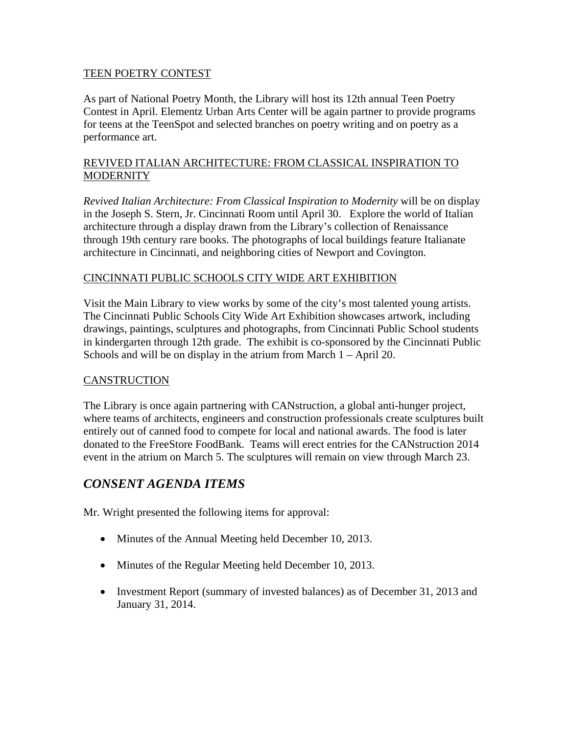<u>TEEN POETRY CONTEST</u>

As part of National Poetry Month, the Library will host its 12th annual Teen Poetry Contest in April. Elementz Urban Arts Center will be again partner to provide programs for teens at the TeenSpot and selected branches on poetry writing and on poetry as a performance art.

<u>REVIVED ITALIAN ARCHITECTURE: FROM CLASSICAL INSPIRATION TO MODERNITY</u>

*Revived Italian Architecture: From Classical Inspiration to Modernity* will be on display in the Joseph S. Stern, Jr. Cincinnati Room until April 30. Explore the world of Italian architecture through a display drawn from the Library's collection of Renaissance through 19th century rare books. The photographs of local buildings feature Italianate architecture in Cincinnati, and neighboring cities of Newport and Covington.

<u>CINCINNATI PUBLIC SCHOOLS CITY WIDE ART EXHIBITION</u>

Visit the Main Library to view works by some of the city's most talented young artists. The Cincinnati Public Schools City Wide Art Exhibition showcases artwork, including drawings, paintings, sculptures and photographs, from Cincinnati Public School students in kindergarten through 12th grade. The exhibit is co-sponsored by the Cincinnati Public Schools and will be on display in the atrium from March 1 – April 20.

<u>CANSTRUCTION</u>

The Library is once again partnering with CANstruction, a global anti-hunger project, where teams of architects, engineers and construction professionals create sculptures built entirely out of canned food to compete for local and national awards. The food is later donated to the FreeStore FoodBank. Teams will erect entries for the CANstruction 2014 event in the atrium on March 5. The sculptures will remain on view through March 23.

## *CONSENT AGENDA ITEMS*

Mr. Wright presented the following items for approval:

- Minutes of the Annual Meeting held December 10, 2013.
- Minutes of the Regular Meeting held December 10, 2013.
- Investment Report (summary of invested balances) as of December 31, 2013 and January 31, 2014.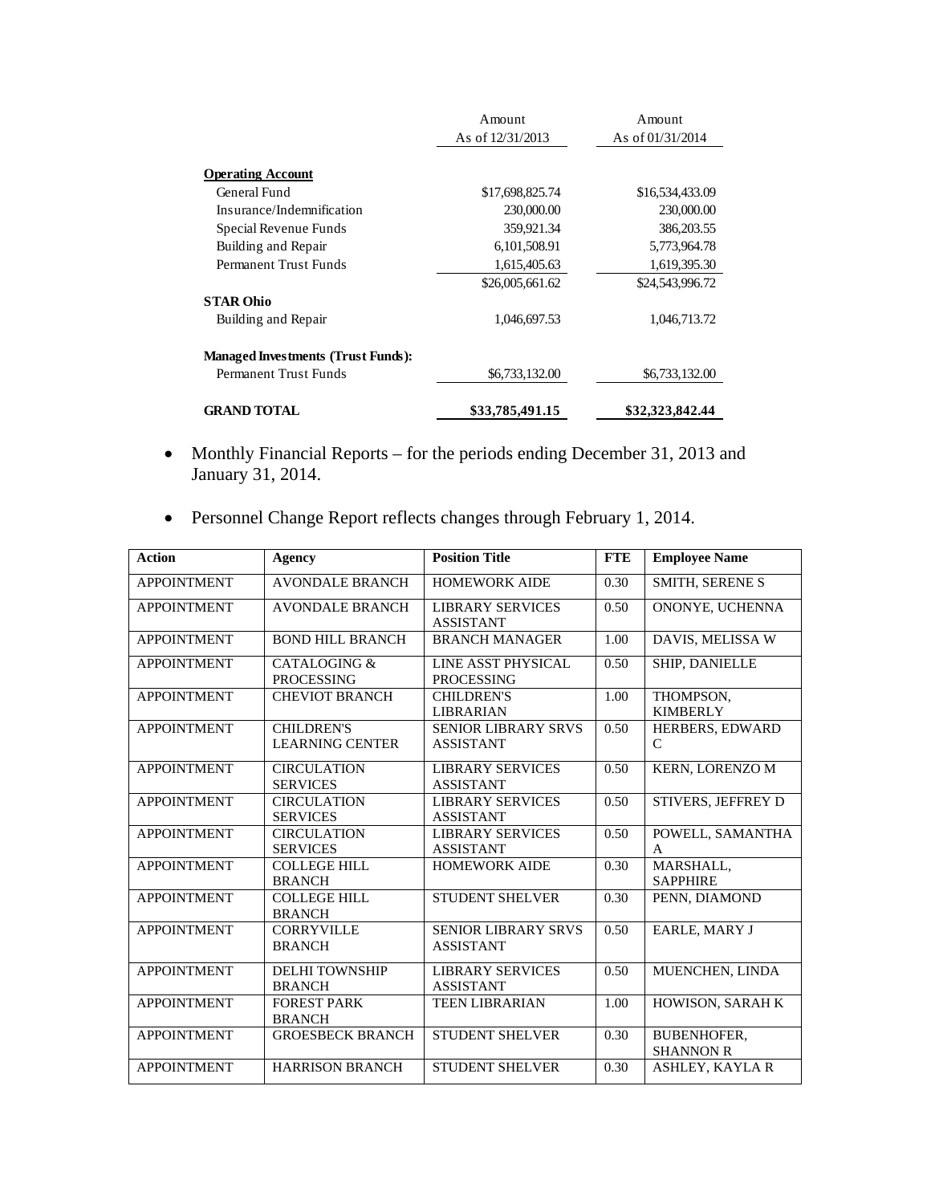| | Amount As of 12/31/2013 | Amount As of 01/31/2014 |
|---|---|---|
| **Operating Account** | | |
| General Fund | $17,698,825.74 | $16,534,433.09 |
| Insurance/Indemnification | 230,000.00 | 230,000.00 |
| Special Revenue Funds | 359,921.34 | 386,203.55 |
| Building and Repair | 6,101,508.91 | 5,773,964.78 |
| Permanent Trust Funds | 1,615,405.63 | 1,619,395.30 |
| | $26,005,661.62 | $24,543,996.72 |
| **STAR Ohio** | | |
| Building and Repair | 1,046,697.53 | 1,046,713.72 |
| **Managed Investments (Trust Funds):** | | |
| Permanent Trust Funds | $6,733,132.00 | $6,733,132.00 |
| **GRAND TOTAL** | **$33,785,491.15** | **$32,323,842.44** |

- Monthly Financial Reports – for the periods ending December 31, 2013 and January 31, 2014.

- Personnel Change Report reflects changes through February 1, 2014.

| Action | Agency | Position Title | FTE | Employee Name |
|---|---|---|---|---|
| APPOINTMENT | AVONDALE BRANCH | HOMEWORK AIDE | 0.30 | SMITH, SERENE S |
| APPOINTMENT | AVONDALE BRANCH | LIBRARY SERVICES ASSISTANT | 0.50 | ONONYE, UCHENNA |
| APPOINTMENT | BOND HILL BRANCH | BRANCH MANAGER | 1.00 | DAVIS, MELISSA W |
| APPOINTMENT | CATALOGING & PROCESSING | LINE ASST PHYSICAL PROCESSING | 0.50 | SHIP, DANIELLE |
| APPOINTMENT | CHEVIOT BRANCH | CHILDREN'S LIBRARIAN | 1.00 | THOMPSON, KIMBERLY |
| APPOINTMENT | CHILDREN'S LEARNING CENTER | SENIOR LIBRARY SRVS ASSISTANT | 0.50 | HERBERS, EDWARD C |
| APPOINTMENT | CIRCULATION SERVICES | LIBRARY SERVICES ASSISTANT | 0.50 | KERN, LORENZO M |
| APPOINTMENT | CIRCULATION SERVICES | LIBRARY SERVICES ASSISTANT | 0.50 | STIVERS, JEFFREY D |
| APPOINTMENT | CIRCULATION SERVICES | LIBRARY SERVICES ASSISTANT | 0.50 | POWELL, SAMANTHA A |
| APPOINTMENT | COLLEGE HILL BRANCH | HOMEWORK AIDE | 0.30 | MARSHALL, SAPPHIRE |
| APPOINTMENT | COLLEGE HILL BRANCH | STUDENT SHELVER | 0.30 | PENN, DIAMOND |
| APPOINTMENT | CORRYVILLE BRANCH | SENIOR LIBRARY SRVS ASSISTANT | 0.50 | EARLE, MARY J |
| APPOINTMENT | DELHI TOWNSHIP BRANCH | LIBRARY SERVICES ASSISTANT | 0.50 | MUENCHEN, LINDA |
| APPOINTMENT | FOREST PARK BRANCH | TEEN LIBRARIAN | 1.00 | HOWISON, SARAH K |
| APPOINTMENT | GROESBECK BRANCH | STUDENT SHELVER | 0.30 | BUBENHOFER, SHANNON R |
| APPOINTMENT | HARRISON BRANCH | STUDENT SHELVER | 0.30 | ASHLEY, KAYLA R |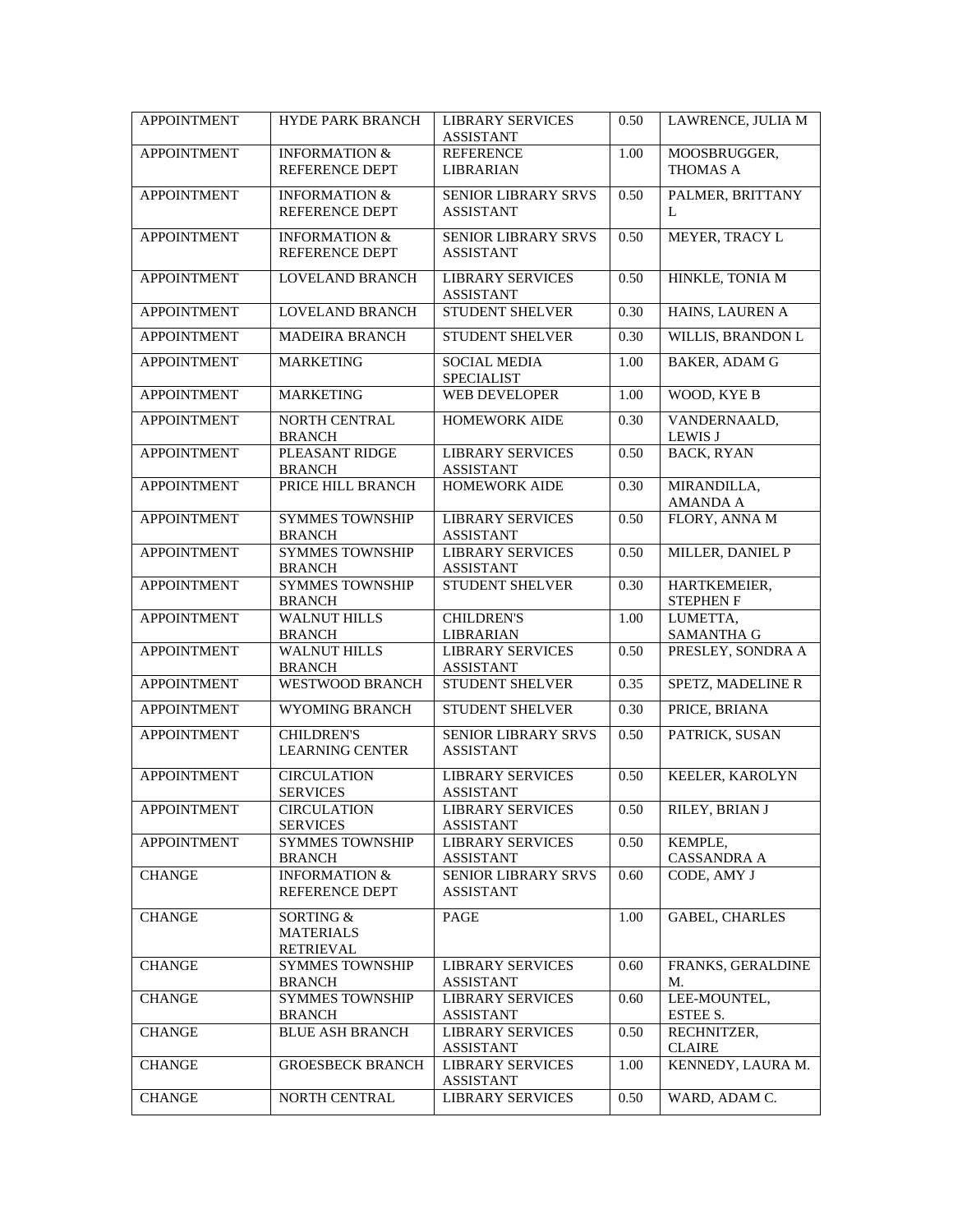| APPOINTMENT | HYDE PARK BRANCH | LIBRARY SERVICES ASSISTANT | 0.50 | LAWRENCE, JULIA M |
|---|---|---|---|---|
| APPOINTMENT | INFORMATION & REFERENCE DEPT | REFERENCE LIBRARIAN | 1.00 | MOOSBRUGGER, THOMAS A |
| APPOINTMENT | INFORMATION & REFERENCE DEPT | SENIOR LIBRARY SRVS ASSISTANT | 0.50 | PALMER, BRITTANY L |
| APPOINTMENT | INFORMATION & REFERENCE DEPT | SENIOR LIBRARY SRVS ASSISTANT | 0.50 | MEYER, TRACY L |
| APPOINTMENT | LOVELAND BRANCH | LIBRARY SERVICES ASSISTANT | 0.50 | HINKLE, TONIA M |
| APPOINTMENT | LOVELAND BRANCH | STUDENT SHELVER | 0.30 | HAINS, LAUREN A |
| APPOINTMENT | MADEIRA BRANCH | STUDENT SHELVER | 0.30 | WILLIS, BRANDON L |
| APPOINTMENT | MARKETING | SOCIAL MEDIA SPECIALIST | 1.00 | BAKER, ADAM G |
| APPOINTMENT | MARKETING | WEB DEVELOPER | 1.00 | WOOD, KYE B |
| APPOINTMENT | NORTH CENTRAL BRANCH | HOMEWORK AIDE | 0.30 | VANDERNAALD, LEWIS J |
| APPOINTMENT | PLEASANT RIDGE BRANCH | LIBRARY SERVICES ASSISTANT | 0.50 | BACK, RYAN |
| APPOINTMENT | PRICE HILL BRANCH | HOMEWORK AIDE | 0.30 | MIRANDILLA, AMANDA A |
| APPOINTMENT | SYMMES TOWNSHIP BRANCH | LIBRARY SERVICES ASSISTANT | 0.50 | FLORY, ANNA M |
| APPOINTMENT | SYMMES TOWNSHIP BRANCH | LIBRARY SERVICES ASSISTANT | 0.50 | MILLER, DANIEL P |
| APPOINTMENT | SYMMES TOWNSHIP BRANCH | STUDENT SHELVER | 0.30 | HARTKEMEIER, STEPHEN F |
| APPOINTMENT | WALNUT HILLS BRANCH | CHILDREN'S LIBRARIAN | 1.00 | LUMETTA, SAMANTHA G |
| APPOINTMENT | WALNUT HILLS BRANCH | LIBRARY SERVICES ASSISTANT | 0.50 | PRESLEY, SONDRA A |
| APPOINTMENT | WESTWOOD BRANCH | STUDENT SHELVER | 0.35 | SPETZ, MADELINE R |
| APPOINTMENT | WYOMING BRANCH | STUDENT SHELVER | 0.30 | PRICE, BRIANA |
| APPOINTMENT | CHILDREN'S LEARNING CENTER | SENIOR LIBRARY SRVS ASSISTANT | 0.50 | PATRICK, SUSAN |
| APPOINTMENT | CIRCULATION SERVICES | LIBRARY SERVICES ASSISTANT | 0.50 | KEELER, KAROLYN |
| APPOINTMENT | CIRCULATION SERVICES | LIBRARY SERVICES ASSISTANT | 0.50 | RILEY, BRIAN J |
| APPOINTMENT | SYMMES TOWNSHIP BRANCH | LIBRARY SERVICES ASSISTANT | 0.50 | KEMPLE, CASSANDRA A |
| CHANGE | INFORMATION & REFERENCE DEPT | SENIOR LIBRARY SRVS ASSISTANT | 0.60 | CODE, AMY J |
| CHANGE | SORTING & MATERIALS RETRIEVAL | PAGE | 1.00 | GABEL, CHARLES |
| CHANGE | SYMMES TOWNSHIP BRANCH | LIBRARY SERVICES ASSISTANT | 0.60 | FRANKS, GERALDINE M. |
| CHANGE | SYMMES TOWNSHIP BRANCH | LIBRARY SERVICES ASSISTANT | 0.60 | LEE-MOUNTEL, ESTEE S. |
| CHANGE | BLUE ASH BRANCH | LIBRARY SERVICES ASSISTANT | 0.50 | RECHNITZER, CLAIRE |
| CHANGE | GROESBECK BRANCH | LIBRARY SERVICES ASSISTANT | 1.00 | KENNEDY, LAURA M. |
| CHANGE | NORTH CENTRAL | LIBRARY SERVICES | 0.50 | WARD, ADAM C. |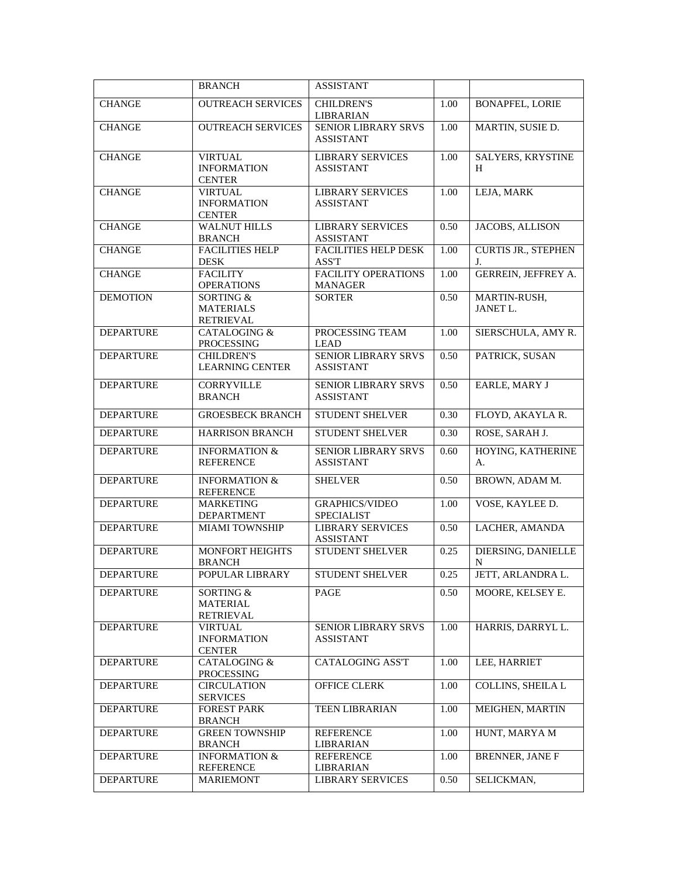| | | | | |
|---|---|---|---|---|
| | BRANCH | ASSISTANT | | |
| CHANGE | OUTREACH SERVICES | CHILDREN'S LIBRARIAN | 1.00 | BONAPFEL, LORIE |
| CHANGE | OUTREACH SERVICES | SENIOR LIBRARY SRVS ASSISTANT | 1.00 | MARTIN, SUSIE D. |
| CHANGE | VIRTUAL INFORMATION CENTER | LIBRARY SERVICES ASSISTANT | 1.00 | SALYERS, KRYSTINE H |
| CHANGE | VIRTUAL INFORMATION CENTER | LIBRARY SERVICES ASSISTANT | 1.00 | LEJA, MARK |
| CHANGE | WALNUT HILLS BRANCH | LIBRARY SERVICES ASSISTANT | 0.50 | JACOBS, ALLISON |
| CHANGE | FACILITIES HELP DESK | FACILITIES HELP DESK ASS'T | 1.00 | CURTIS JR., STEPHEN J. |
| CHANGE | FACILITY OPERATIONS | FACILITY OPERATIONS MANAGER | 1.00 | GERREIN, JEFFREY A. |
| DEMOTION | SORTING & MATERIALS RETRIEVAL | SORTER | 0.50 | MARTIN-RUSH, JANET L. |
| DEPARTURE | CATALOGING & PROCESSING | PROCESSING TEAM LEAD | 1.00 | SIERSCHULA, AMY R. |
| DEPARTURE | CHILDREN'S LEARNING CENTER | SENIOR LIBRARY SRVS ASSISTANT | 0.50 | PATRICK, SUSAN |
| DEPARTURE | CORRYVILLE BRANCH | SENIOR LIBRARY SRVS ASSISTANT | 0.50 | EARLE, MARY J |
| DEPARTURE | GROESBECK BRANCH | STUDENT SHELVER | 0.30 | FLOYD, AKAYLA R. |
| DEPARTURE | HARRISON BRANCH | STUDENT SHELVER | 0.30 | ROSE, SARAH J. |
| DEPARTURE | INFORMATION & REFERENCE | SENIOR LIBRARY SRVS ASSISTANT | 0.60 | HOYING, KATHERINE A. |
| DEPARTURE | INFORMATION & REFERENCE | SHELVER | 0.50 | BROWN, ADAM M. |
| DEPARTURE | MARKETING DEPARTMENT | GRAPHICS/VIDEO SPECIALIST | 1.00 | VOSE, KAYLEE D. |
| DEPARTURE | MIAMI TOWNSHIP | LIBRARY SERVICES ASSISTANT | 0.50 | LACHER, AMANDA |
| DEPARTURE | MONFORT HEIGHTS BRANCH | STUDENT SHELVER | 0.25 | DIERSING, DANIELLE N |
| DEPARTURE | POPULAR LIBRARY | STUDENT SHELVER | 0.25 | JETT, ARLANDRA L. |
| DEPARTURE | SORTING & MATERIAL RETRIEVAL | PAGE | 0.50 | MOORE, KELSEY E. |
| DEPARTURE | VIRTUAL INFORMATION CENTER | SENIOR LIBRARY SRVS ASSISTANT | 1.00 | HARRIS, DARRYL L. |
| DEPARTURE | CATALOGING & PROCESSING | CATALOGING ASS'T | 1.00 | LEE, HARRIET |
| DEPARTURE | CIRCULATION SERVICES | OFFICE CLERK | 1.00 | COLLINS, SHEILA L |
| DEPARTURE | FOREST PARK BRANCH | TEEN LIBRARIAN | 1.00 | MEIGHEN, MARTIN |
| DEPARTURE | GREEN TOWNSHIP BRANCH | REFERENCE LIBRARIAN | 1.00 | HUNT, MARYA M |
| DEPARTURE | INFORMATION & REFERENCE | REFERENCE LIBRARIAN | 1.00 | BRENNER, JANE F |
| DEPARTURE | MARIEMONT | LIBRARY SERVICES | 0.50 | SELICKMAN, |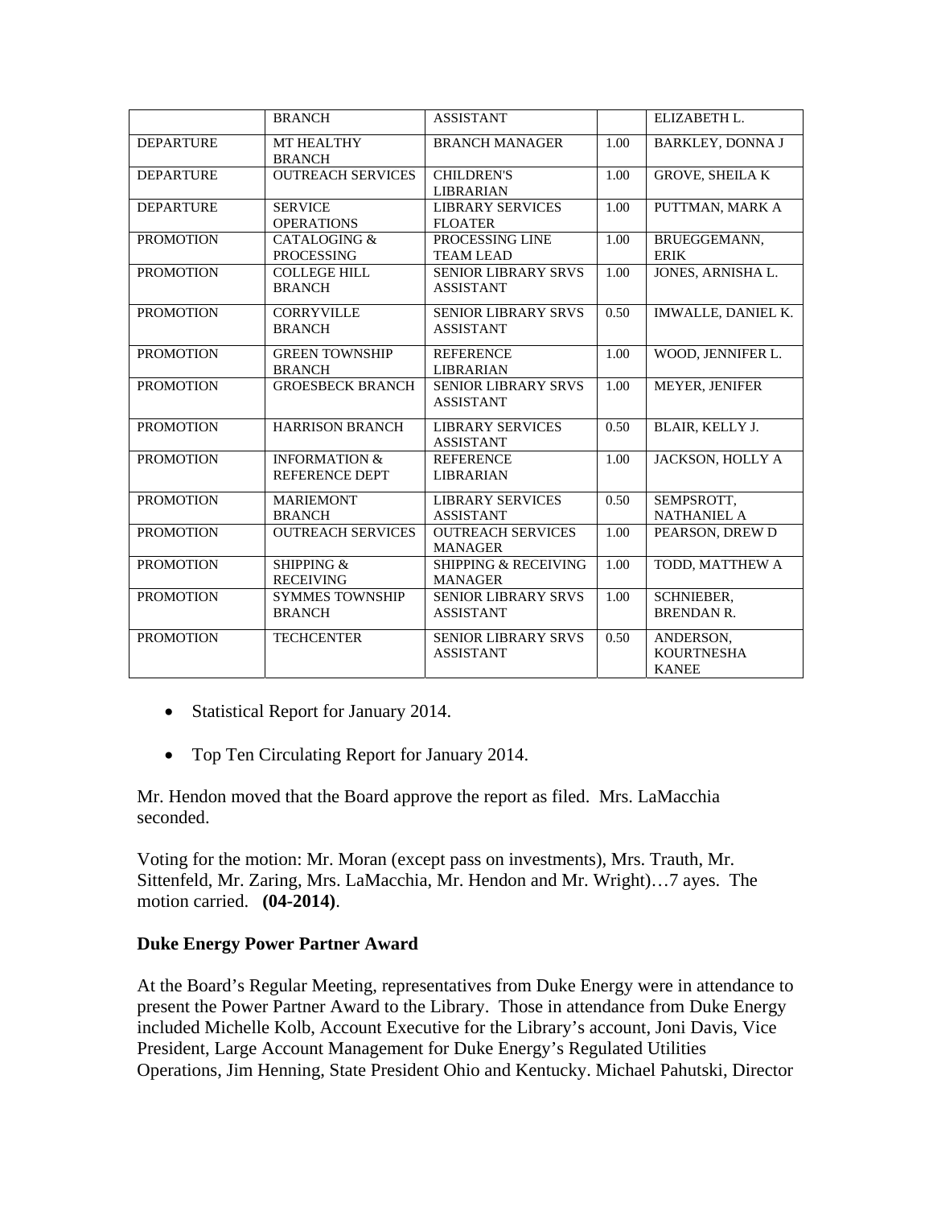| | BRANCH | ASSISTANT | | ELIZABETH L. |
|---|---|---|---|---|
| DEPARTURE | MT HEALTHY BRANCH | BRANCH MANAGER | 1.00 | BARKLEY, DONNA J |
| DEPARTURE | OUTREACH SERVICES | CHILDREN'S LIBRARIAN | 1.00 | GROVE, SHEILA K |
| DEPARTURE | SERVICE OPERATIONS | LIBRARY SERVICES FLOATER | 1.00 | PUTTMAN, MARK A |
| PROMOTION | CATALOGING & PROCESSING | PROCESSING LINE TEAM LEAD | 1.00 | BRUEGGEMANN, ERIK |
| PROMOTION | COLLEGE HILL BRANCH | SENIOR LIBRARY SRVS ASSISTANT | 1.00 | JONES, ARNISHA L. |
| PROMOTION | CORRYVILLE BRANCH | SENIOR LIBRARY SRVS ASSISTANT | 0.50 | IMWALLE, DANIEL K. |
| PROMOTION | GREEN TOWNSHIP BRANCH | REFERENCE LIBRARIAN | 1.00 | WOOD, JENNIFER L. |
| PROMOTION | GROESBECK BRANCH | SENIOR LIBRARY SRVS ASSISTANT | 1.00 | MEYER, JENIFER |
| PROMOTION | HARRISON BRANCH | LIBRARY SERVICES ASSISTANT | 0.50 | BLAIR, KELLY J. |
| PROMOTION | INFORMATION & REFERENCE DEPT | REFERENCE LIBRARIAN | 1.00 | JACKSON, HOLLY A |
| PROMOTION | MARIEMONT BRANCH | LIBRARY SERVICES ASSISTANT | 0.50 | SEMPSROTT, NATHANIEL A |
| PROMOTION | OUTREACH SERVICES | OUTREACH SERVICES MANAGER | 1.00 | PEARSON, DREW D |
| PROMOTION | SHIPPING & RECEIVING | SHIPPING & RECEIVING MANAGER | 1.00 | TODD, MATTHEW A |
| PROMOTION | SYMMES TOWNSHIP BRANCH | SENIOR LIBRARY SRVS ASSISTANT | 1.00 | SCHNIEBER, BRENDAN R. |
| PROMOTION | TECHCENTER | SENIOR LIBRARY SRVS ASSISTANT | 0.50 | ANDERSON, KOURTNESHA KANEE |

- Statistical Report for January 2014.
- Top Ten Circulating Report for January 2014.

Mr. Hendon moved that the Board approve the report as filed. Mrs. LaMacchia seconded.

Voting for the motion: Mr. Moran (except pass on investments), Mrs. Trauth, Mr. Sittenfeld, Mr. Zaring, Mrs. LaMacchia, Mr. Hendon and Mr. Wright)…7 ayes. The motion carried. **(04-2014)**.

### Duke Energy Power Partner Award

At the Board's Regular Meeting, representatives from Duke Energy were in attendance to present the Power Partner Award to the Library. Those in attendance from Duke Energy included Michelle Kolb, Account Executive for the Library's account, Joni Davis, Vice President, Large Account Management for Duke Energy's Regulated Utilities Operations, Jim Henning, State President Ohio and Kentucky. Michael Pahutski, Director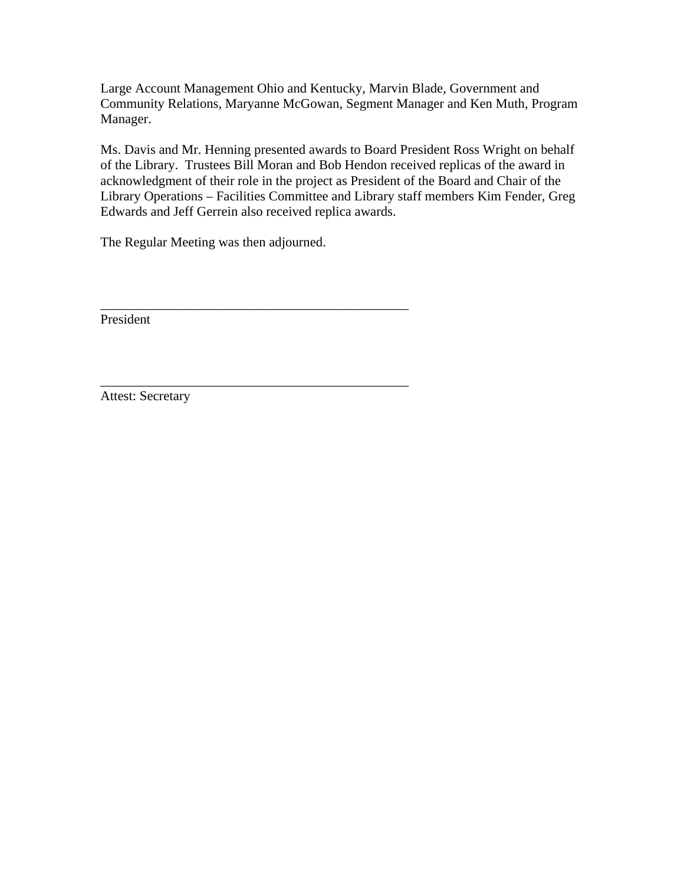Large Account Management Ohio and Kentucky, Marvin Blade, Government and Community Relations, Maryanne McGowan, Segment Manager and Ken Muth, Program Manager.

Ms. Davis and Mr. Henning presented awards to Board President Ross Wright on behalf of the Library. Trustees Bill Moran and Bob Hendon received replicas of the award in acknowledgment of their role in the project as President of the Board and Chair of the Library Operations – Facilities Committee and Library staff members Kim Fender, Greg Edwards and Jeff Gerrein also received replica awards.

The Regular Meeting was then adjourned.

_______________________________________________
President

_______________________________________________
Attest: Secretary